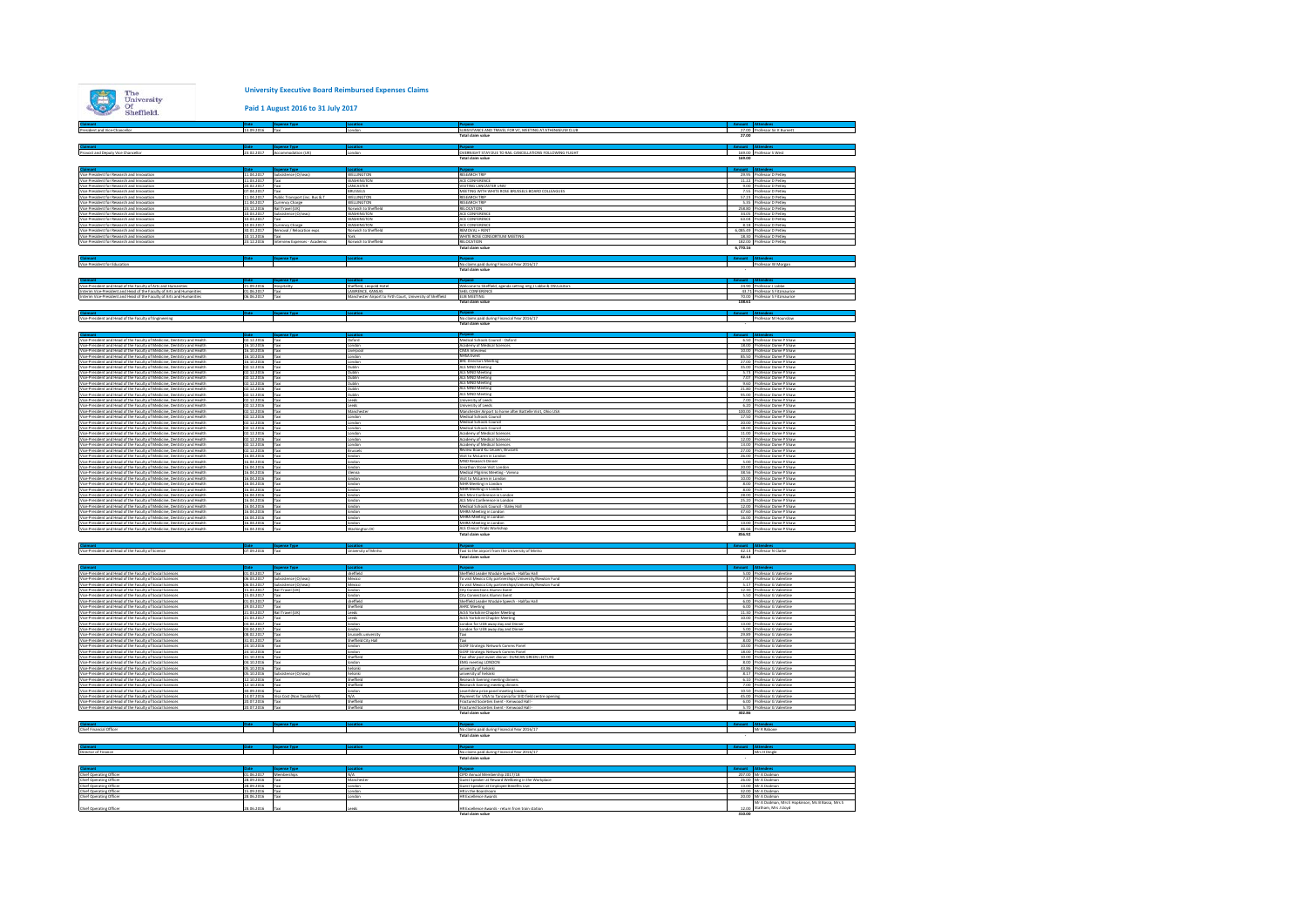# University Executive Board Reimbursed Expenses Claims

## Paid 1 August 2016 to 31 July 2017

| Element | Date | Expense Type | Location | Purpose | Amount | Attendees |
|---|---|---|---|---|---|---|
| President and Vice-Chancellor | 13.03.2016 | Taxi | London | SUBSISTENCE AND TRAVEL FOR VC MEETING AT ATHENAEUM CLUB | 27.00 | Professor Sir K Burnett |
| | | | | Total claim value | 27.00 | |

| Element | Date | Expense Type | Location | Purpose | Amount | Attendees |
|---|---|---|---|---|---|---|
| Provost and Deputy Vice-Chancellor | 19.02.2017 | Accommodation (UK) | London | OVERNIGHT STAY DUE TO RAIL CANCELLATIONS FOLLOWING FLIGHT | 169.00 | Professor S West |
| | | | | Total claim value | 169.00 | |

| Element | Date | Expense Type | Location | Purpose | Amount | Attendees |
|---|---|---|---|---|---|---|
| Vice-President for Research and Innovation | 11.03.2017 | Subsistence (O/seas) | WELLINGTON | RESEARCH TRIP | 29.95 | Professor D Petley |
| Vice-President for Research and Innovation | 11.03.2017 | Taxi | WASHINGTON | AGU CONFERENCE | 11.22 | Professor D Petley |
| Vice-President for Research and Innovation | 18.01.2017 | Taxi | LANCASTER | VISITING LANCASTER UNIV | 9.00 | Professor D Petley |
| Vice-President for Research and Innovation | 07.06.2017 | Taxi | BRUSSELS | MEETING WITH WHITE ROSE BRUSSELS BOARD COLLEAGUES | 7.55 | Professor D Petley |
| Vice-President for Research and Innovation | 11.02.2017 | Public Transport (inc. Bus & T | WELLINGTON | RESEARCH TRIP | 57.23 | Professor D Petley |
| Vice-President for Research and Innovation | 11.02.2017 | Currency Charge | WELLINGTON | RESEARCH TRIP | 5.31 | Professor D Petley |
| Vice-President for Research and Innovation | 23.12.2016 | Rail Travel (UK) | Norwich to Sheffield | RELOCATION | 258.80 | Professor D Petley |
| Vice-President for Research and Innovation | 13.01.2017 | Subsistence (O/seas) | WASHINGTON | AGU CONFERENCE | 33.05 | Professor D Petley |
| Vice-President for Research and Innovation | 13.01.2017 | Taxi | WASHINGTON | AGU CONFERENCE | 64.52 | Professor D Petley |
| Vice-President for Research and Innovation | 13.01.2017 | Currency Charge | WASHINGTON | AGU CONFERENCE | 8.14 | Professor D Petley |
| Vice-President for Research and Innovation | 18.01.2017 | Removal / Relocation exps | Norwich to Sheffield | REMOVALS + RENT | 6,085.09 | Professor D Petley |
| Vice-President for Research and Innovation | 10.11.2016 | Taxi | York | WHITE ROSE CONSORTIUM MEETING | 18.30 | Professor D Petley |
| Vice-President for Research and Innovation | 23.12.2016 | Interview Expenses - Academic | Norwich to Sheffield | RELOCATION | 182.00 | Professor D Petley |
| | | | | Total claim value | 6,770.16 | |

| Element | Date | Expense Type | Location | Purpose | Amount | Attendees |
|---|---|---|---|---|---|---|
| Vice-President for Education | | | | No claims paid during Financial Year 2016/17 | - | Professor W Morgan |
| | | | | Total claim value | - | |

| Element | Date | Expense Type | Location | Purpose | Amount | Attendees |
|---|---|---|---|---|---|---|
| Vice-President and Head of the Faculty of Arts and Humanities | 21.09.2016 | Hospitality | Sheffield, Leopold Hotel | Welcome to Sheffield, agenda setting mtg. J Labbe & OSU visitors | 24.90 | Professor J Labbe |
| Interim Vice-President and Head of the Faculty of Arts and Humanities | 03.06.2017 | Taxi | LAWRENCE, KANSAS | HABL CONFERENCE | 43.71 | Professor S Fitzmaurice |
| Interim Vice-President and Head of the Faculty of Arts and Humanities | 06.06.2017 | Taxi | Manchester Airport to Firth Court, University of Sheffield | ELRI MEETING | 70.00 | Professor S Fitzmaurice |
| | | | | Total claim value | 138.61 | |

| Element | Date | Expense Type | Location | Purpose | Amount | Attendees |
|---|---|---|---|---|---|---|
| Vice-President and Head of the Faculty of Engineering | | | | No claims paid during Financial Year 2016/17 | - | Professor M Hounslow |
| | | | | Total claim value | - | |

| Element | Date | Expense Type | Location | Purpose | Amount | Attendees |
|---|---|---|---|---|---|---|
| Vice-President and Head of the Faculty of Medicine, Dentistry and Health | 02.12.2016 | Taxi | Oxford | Medical Schools Council - Oxford | 6.50 | Professor Dame P Shaw |
| Vice-President and Head of the Faculty of Medicine, Dentistry and Health | 16.10.2016 | Taxi | London | Academy of Medical Sciences | 18.00 | Professor Dame P Shaw |
| Vice-President and Head of the Faculty of Medicine, Dentistry and Health | 16.10.2016 | Taxi | Liverpool | ONEX Interview | 10.00 | Professor Dame P Shaw |
| Vice-President and Head of the Faculty of Medicine, Dentistry and Health | 16.10.2016 | Taxi | London | NIHR Event | 85.50 | Professor Dame P Shaw |
| Vice-President and Head of the Faculty of Medicine, Dentistry and Health | 16.10.2016 | Taxi | London | BRC Directors Meeting | 27.00 | Professor Dame P Shaw |
| Vice-President and Head of the Faculty of Medicine, Dentistry and Health | 02.12.2016 | Taxi | Dublin | ALS MND Meeting | 35.00 | Professor Dame P Shaw |
| Vice-President and Head of the Faculty of Medicine, Dentistry and Health | 02.12.2016 | Taxi | Dublin | ALS MND Meeting | 9.75 | Professor Dame P Shaw |
| Vice-President and Head of the Faculty of Medicine, Dentistry and Health | 02.12.2016 | Taxi | Dublin | ALS MND Meeting | 7.00 | Professor Dame P Shaw |
| Vice-President and Head of the Faculty of Medicine, Dentistry and Health | 02.12.2016 | Taxi | Dublin | ALS MND Meeting | 9.60 | Professor Dame P Shaw |
| Vice-President and Head of the Faculty of Medicine, Dentistry and Health | 02.12.2016 | Taxi | Dublin | ALS MND Meeting | 21.00 | Professor Dame P Shaw |
| Vice-President and Head of the Faculty of Medicine, Dentistry and Health | 02.12.2016 | Taxi | Dublin | ALS MND Meeting | 95.00 | Professor Dame P Shaw |
| Vice-President and Head of the Faculty of Medicine, Dentistry and Health | 02.12.2016 | Taxi | Leeds | University of Leeds | 7.00 | Professor Dame P Shaw |
| Vice-President and Head of the Faculty of Medicine, Dentistry and Health | 02.12.2016 | Taxi | Leeds | University of Leeds | 8.20 | Professor Dame P Shaw |
| Vice-President and Head of the Faculty of Medicine, Dentistry and Health | 02.12.2016 | Taxi | Manchester | Manchester Airport to home after Battelle Visit, Ohio USA | 100.00 | Professor Dame P Shaw |
| Vice-President and Head of the Faculty of Medicine, Dentistry and Health | 02.12.2016 | Taxi | London | Medical Schools Council | 17.50 | Professor Dame P Shaw |
| Vice-President and Head of the Faculty of Medicine, Dentistry and Health | 02.12.2016 | Taxi | London | Medical Schools Council | 20.00 | Professor Dame P Shaw |
| Vice-President and Head of the Faculty of Medicine, Dentistry and Health | 02.12.2016 | Taxi | London | Medical Schools Council | 18.00 | Professor Dame P Shaw |
| Vice-President and Head of the Faculty of Medicine, Dentistry and Health | 02.12.2016 | Taxi | London | Academy of Medical Sciences | 11.00 | Professor Dame P Shaw |
| Vice-President and Head of the Faculty of Medicine, Dentistry and Health | 02.12.2016 | Taxi | London | Academy of Medical Sciences | 12.00 | Professor Dame P Shaw |
| Vice-President and Head of the Faculty of Medicine, Dentistry and Health | 02.12.2016 | Taxi | London | Academy of Medical Sciences | 13.00 | Professor Dame P Shaw |
| Vice-President and Head of the Faculty of Medicine, Dentistry and Health | 02.12.2016 | Taxi | Brussels | Review Board KU Leuven, Brussels | 17.00 | Professor Dame P Shaw |
| Vice-President and Head of the Faculty of Medicine, Dentistry and Health | 16.03.2016 | Taxi | London | Visit to McLarens in London | 26.00 | Professor Dame P Shaw |
| Vice-President and Head of the Faculty of Medicine, Dentistry and Health | 16.03.2016 | Taxi | London | MND Research Dinner | 5.00 | Professor Dame P Shaw |
| Vice-President and Head of the Faculty of Medicine, Dentistry and Health | 16.03.2016 | Taxi | London | Jonathan Stone Visit London | 20.00 | Professor Dame P Shaw |
| Vice-President and Head of the Faculty of Medicine, Dentistry and Health | 16.03.2016 | Taxi | Vienna | Medical Pilgrims Meeting - Vienna | 38.56 | Professor Dame P Shaw |
| Vice-President and Head of the Faculty of Medicine, Dentistry and Health | 16.03.2016 | Taxi | London | Visit to McLarens in London | 10.00 | Professor Dame P Shaw |
| Vice-President and Head of the Faculty of Medicine, Dentistry and Health | 16.03.2016 | Taxi | London | NIHR Meeting in London | 8.00 | Professor Dame P Shaw |
| Vice-President and Head of the Faculty of Medicine, Dentistry and Health | 16.03.2016 | Taxi | London | NIHR Meeting in London | 8.00 | Professor Dame P Shaw |
| Vice-President and Head of the Faculty of Medicine, Dentistry and Health | 16.03.2016 | Taxi | London | ALS Mini Conference in London | 18.00 | Professor Dame P Shaw |
| Vice-President and Head of the Faculty of Medicine, Dentistry and Health | 16.03.2016 | Taxi | London | ALS Mini Conference in London | 25.20 | Professor Dame P Shaw |
| Vice-President and Head of the Faculty of Medicine, Dentistry and Health | 16.03.2016 | Taxi | London | Medical Schools Council - Daley Hall | 12.00 | Professor Dame P Shaw |
| Vice-President and Head of the Faculty of Medicine, Dentistry and Health | 16.03.2016 | Taxi | London | MHRA Meeting in London | 47.60 | Professor Dame P Shaw |
| Vice-President and Head of the Faculty of Medicine, Dentistry and Health | 16.03.2016 | Taxi | London | MHRA Meeting in London | 16.00 | Professor Dame P Shaw |
| Vice-President and Head of the Faculty of Medicine, Dentistry and Health | 16.03.2016 | Taxi | London | MHRA Meeting in London | 13.00 | Professor Dame P Shaw |
| Vice-President and Head of the Faculty of Medicine, Dentistry and Health | 16.03.2016 | Taxi | Washington DC | ALS Clinical Trials Workshop | 46.66 | Professor Dame P Shaw |
| | | | | Total claim value | 856.92 | |

| Element | Date | Expense Type | Location | Purpose | Amount | Attendees |
|---|---|---|---|---|---|---|
| Vice-President and Head of the Faculty of Science | 07.09.2016 | Taxi | University of Minho | Taxi to the airport from the University of Minho | 42.13 | Professor N Clarke |
| | | | | Total claim value | 42.13 | |

| Element | Date | Expense Type | Location | Purpose | Amount | Attendees |
|---|---|---|---|---|---|---|
| Vice-President and Head of the Faculty of Social Sciences | 01.03.2017 | Taxi | Sheffield | Sheffield Leader Module Speech - Halifax Hall | 5.00 | Professor G Valentine |
| Vice-President and Head of the Faculty of Social Sciences | 06.03.2017 | Subsistence (O/seas) | Mexico | To visit Mexico City partnerships/University/Newton Fund | 7.37 | Professor G Valentine |
| Vice-President and Head of the Faculty of Social Sciences | 06.03.2017 | Subsistence (O/seas) | Mexico | To visit Mexico City partnerships/University/Newton Fund | 5.17 | Professor G Valentine |
| Vice-President and Head of the Faculty of Social Sciences | 15.03.2017 | Rail Travel (UK) | London | City Connections Alumni Event | 12.50 | Professor G Valentine |
| Vice-President and Head of the Faculty of Social Sciences | 15.03.2017 | Taxi | London | City Connections Alumni Event | 5.50 | Professor G Valentine |
| Vice-President and Head of the Faculty of Social Sciences | 01.03.2017 | Taxi | Sheffield | Sheffield Leader Module Speech - Halifax Hall | 6.00 | Professor G Valentine |
| Vice-President and Head of the Faculty of Social Sciences | 29.03.2017 | Taxi | Sheffield | WRC Meeting | 6.00 | Professor G Valentine |
| Vice-President and Head of the Faculty of Social Sciences | 21.03.2017 | Rail Travel (UK) | Leeds | AcSS Yorkshire Chapter Meeting | 11.30 | Professor G Valentine |
| Vice-President and Head of the Faculty of Social Sciences | 21.03.2017 | Taxi | Leeds | AcSS Yorkshire Chapter Meeting | 10.00 | Professor G Valentine |
| Vice-President and Head of the Faculty of Social Sciences | 03.04.2017 | Taxi | London | London for UEB away day and Dinner | 13.00 | Professor G Valentine |
| Vice-President and Head of the Faculty of Social Sciences | 03.04.2017 | Taxi | London | London for UEB away day and Dinner | 5.00 | Professor G Valentine |
| Vice-President and Head of the Faculty of Social Sciences | 08.02.2017 | Taxi | Brussels university | Taxi | 29.89 | Professor G Valentine |
| Vice-President and Head of the Faculty of Social Sciences | 01.02.2017 | Taxi | Sheffield City Hall | Taxi | 8.00 | Professor G Valentine |
| Vice-President and Head of the Faculty of Social Sciences | 05.10.2016 | Taxi | London | ODP Strategic Network Comms Panel | 19.00 | Professor G Valentine |
| Vice-President and Head of the Faculty of Social Sciences | 05.10.2016 | Taxi | London | ODP Strategic Network Comms Panel | 18.00 | Professor G Valentine |
| Vice-President and Head of the Faculty of Social Sciences | 01.10.2016 | Taxi | Sheffield | Taxi after post event dinner - DUNCAN GREEN LECTURE | 10.00 | Professor G Valentine |
| Vice-President and Head of the Faculty of Social Sciences | 05.10.2016 | Taxi | London | EMG meeting LONDON | 8.00 | Professor G Valentine |
| Vice-President and Head of the Faculty of Social Sciences | 05.10.2016 | Taxi | Helsinki | university of helsinki | 43.86 | Professor G Valentine |
| Vice-President and Head of the Faculty of Social Sciences | 05.10.2016 | Subsistence (O/seas) | Helsinki | university of helsinki | 8.17 | Professor G Valentine |
| Vice-President and Head of the Faculty of Social Sciences | 12.10.2016 | Taxi | Sheffield | Research Evening meeting dinners | 6.10 | Professor G Valentine |
| Vice-President and Head of the Faculty of Social Sciences | 12.10.2016 | Taxi | Sheffield | Research Evening meeting dinners | 7.00 | Professor G Valentine |
| Vice-President and Head of the Faculty of Social Sciences | 30.09.2016 | Taxi | London | Leverhulme prize panel meeting london | 10.50 | Professor G Valentine |
| Vice-President and Head of the Faculty of Social Sciences | 14.07.2016 | Visa Cost (Non Taxable/NI) | N/A | Payment for VISA to Tanzania for SRD field centre opening | 45.00 | Professor G Valentine |
| Vice-President and Head of the Faculty of Social Sciences | 20.07.2016 | Taxi | Sheffield | Fractured Societies Event - Kenwood Hall | 6.00 | Professor G Valentine |
| Vice-President and Head of the Faculty of Social Sciences | 20.07.2016 | Taxi | Sheffield | Fractured Societies Event - Kenwood Hall | 5.70 | Professor G Valentine |
| | | | | Total claim value | 302.06 | |

| Element | Date | Expense Type | Location | Purpose | Amount | Attendees |
|---|---|---|---|---|---|---|
| Chief Financial Officer | | | | No claims paid during Financial Year 2016/17 | - | Mr K Rabiee |
| | | | | Total claim value | - | |

| Element | Date | Expense Type | Location | Purpose | Amount | Attendees |
|---|---|---|---|---|---|---|
| Director of Finance | | | | No claims paid during Financial Year 2016/17 | - | Mrs H Dingle |
| | | | | Total claim value | - | |

| Element | Date | Expense Type | Location | Purpose | Amount | Attendees |
|---|---|---|---|---|---|---|
| Chief Operating Officer | 01.06.2017 | Memberships | N/A | CIPD Annual Membership 2017/18 | 207.00 | Mr A Dodman |
| Chief Operating Officer | 03.10.2016 | Taxi | Manchester | Guest Speaker at Reward Wellbeing in the Workplace | 26.00 | Mr A Dodman |
| Chief Operating Officer | 28.09.2016 | Taxi | London | Guest Speaker at Employee Benefits Live | 13.00 | Mr A Dodman |
| Chief Operating Officer | 15.09.2016 | Taxi | London | HR in the Boardroom | 32.00 | Mr A Dodman |
| Chief Operating Officer | 28.06.2016 | Taxi | London | HR Excellence Awards | 20.00 | Mr A Dodman |
| Chief Operating Officer | 28.06.2016 | Taxi | Leeds | HR Excellence Awards - return from train station | 12.00 | Mr A Dodman, Mrs E Hopkinson, Mrs M Bassa, Mrs S Statham, Mrs J Lloyd |
| | | | | Total claim value | 310.00 | |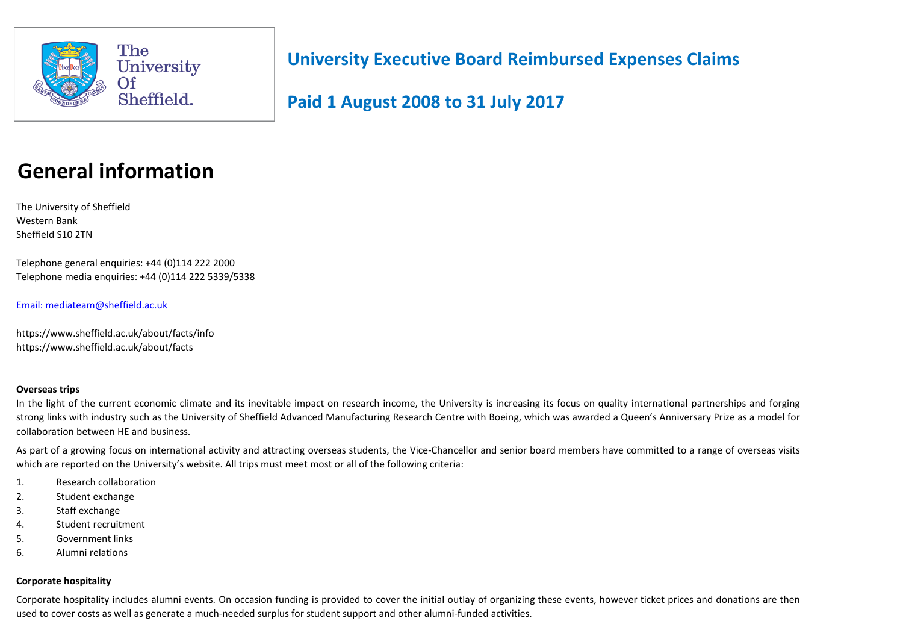# University Executive Board Reimbursed Expenses Claims

# Paid 1 August 2008 to 31 July 2017

## General information

The University of Sheffield
Western Bank
Sheffield S10 2TN

Telephone general enquiries: +44 (0)114 222 2000
Telephone media enquiries: +44 (0)114 222 5339/5338

[Email: mediateam@sheffield.ac.uk](mailto:mediateam@sheffield.ac.uk)

https://www.sheffield.ac.uk/about/facts/info
https://www.sheffield.ac.uk/about/facts

**Overseas trips**

In the light of the current economic climate and its inevitable impact on research income, the University is increasing its focus on quality international partnerships and forging strong links with industry such as the University of Sheffield Advanced Manufacturing Research Centre with Boeing, which was awarded a Queen's Anniversary Prize as a model for collaboration between HE and business.

As part of a growing focus on international activity and attracting overseas students, the Vice-Chancellor and senior board members have committed to a range of overseas visits which are reported on the University's website. All trips must meet most or all of the following criteria:

1. Research collaboration
2. Student exchange
3. Staff exchange
4. Student recruitment
5. Government links
6. Alumni relations

**Corporate hospitality**

Corporate hospitality includes alumni events. On occasion funding is provided to cover the initial outlay of organizing these events, however ticket prices and donations are then used to cover costs as well as generate a much-needed surplus for student support and other alumni-funded activities.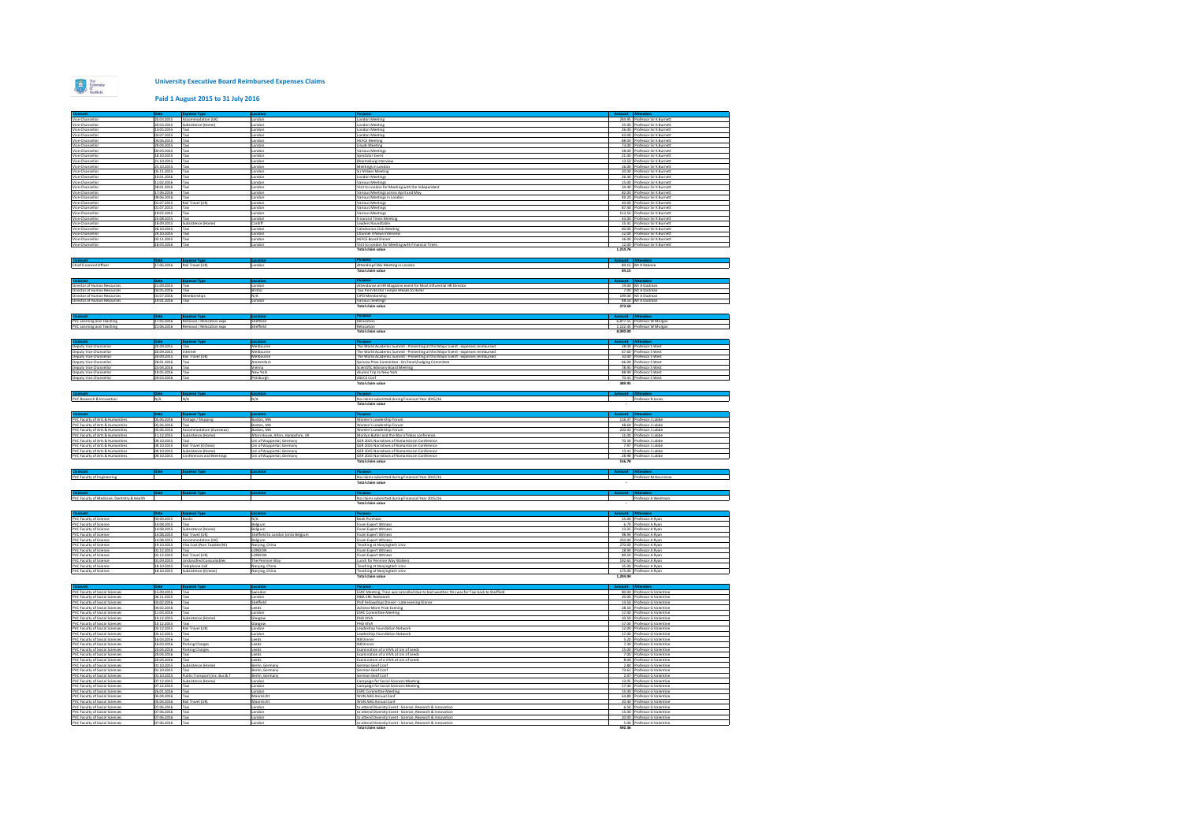# University Executive Board Reimbursed Expenses Claims

## Paid 1 August 2015 to 31 July 2016

| Claimant | Date | Expense Type | Location | Purpose | Amount | Attendees |
|---|---|---|---|---|---|---|
| Vice-Chancellor | 20.03.2015 | Accommodation (UK) | London | London Meeting | 245.95 | Professor Sir K Burnett |
| Vice-Chancellor | 20.03.2015 | Subsistence (Home) | London | London Meeting | 35.00 | Professor Sir K Burnett |
| Vice-Chancellor | 13.05.2015 | Taxi | London | London Meeting | 26.00 | Professor Sir K Burnett |
| Vice-Chancellor | 03.07.2015 | Taxi | London | London Meeting | 43.00 | Professor Sir K Burnett |
| Vice-Chancellor | 04.06.2015 | Taxi | London | HEFCE Meeting | 88.00 | Professor Sir K Burnett |
| Vice-Chancellor | 29.04.2015 | Taxi | London | Lloyds Meeting | 73.00 | Professor Sir K Burnett |
| Vice-Chancellor | 04.03.2015 | Taxi | London | Various Meetings | 58.00 | Professor Sir K Burnett |
| Vice-Chancellor | 18.10.2015 | Taxi | London | Spectator Event | 21.00 | Professor Sir K Burnett |
| Vice-Chancellor | 21.10.2015 | Taxi | London | Bloomsburg Interview | 13.50 | Professor Sir K Burnett |
| Vice-Chancellor | 15.10.2015 | Taxi | London | Meetings in London | 16.00 | Professor Sir K Burnett |
| Vice-Chancellor | 05.11.2015 | Taxi | London | Sir Wilson Meeting | 20.00 | Professor Sir K Burnett |
| Vice-Chancellor | 10.01.2016 | Taxi | London | London Meeting | 26.40 | Professor Sir K Burnett |
| Vice-Chancellor | 11.02.2016 | Taxi | London | Various Meetings | 15.00 | Professor Sir K Burnett |
| Vice-Chancellor | 28.01.2016 | Taxi | London | Visit to London for Meeting with the Independent | 39.90 | Professor Sir K Burnett |
| Vice-Chancellor | 17.06.2016 | Taxi | London | Various Meetings across April and May | 82.00 | Professor Sir K Burnett |
| Vice-Chancellor | 09.06.2016 | Taxi | London | Various Meetings in London | 49.20 | Professor Sir K Burnett |
| Vice-Chancellor | 01.07.2015 | Rail Travel (UK) | London | Various Meetings | 20.00 | Professor Sir K Burnett |
| Vice-Chancellor | 01.07.2015 | Taxi | London | Various Meetings | 97.40 | Professor Sir K Burnett |
| Vice-Chancellor | 19.02.2016 | Taxi | London | Various Meetings | 114.50 | Professor Sir K Burnett |
| Vice-Chancellor | 25.08.2015 | Taxi | London | Financial Times Meeting | 43.00 | Professor Sir K Burnett |
| Vice-Chancellor | 18.09.2015 | Subsistence (Home) | Cardiff | Leaders Roundtable | 15.41 | Professor Sir K Burnett |
| Vice-Chancellor | 28.10.2015 | Taxi | London | Caledonian Club Meeting | 40.00 | Professor Sir K Burnett |
| Vice-Chancellor | 28.10.2015 | Taxi | London | Channel 4 News Interview | 12.00 | Professor Sir K Burnett |
| Vice-Chancellor | 03.11.2015 | Taxi | London | HEFCE Board Dinner | 16.00 | Professor Sir K Burnett |
| Vice-Chancellor | 18.03.2016 | Taxi | London | Visit to London for Meeting with Financial Times | 12.00 | Professor Sir K Burnett |
| | | | | **Total claim value** | **1,259.76** | |

| Claimant | Date | Expense Type | Location | Purpose | Amount | Attendees |
|---|---|---|---|---|---|---|
| Chief Financial Officer | 17.06.2016 | Rail Travel (UK) | London | Attending FGKs Meeting in London | 89.15 | Mr R Rabone |
| | | | | **Total claim value** | **89.15** | |

| Claimant | Date | Expense Type | Location | Purpose | Amount | Attendees |
|---|---|---|---|---|---|---|
| Director of Human Resources | 21.09.2015 | Taxi | London | Attendance at HR Magazine event for Most Influential HR Director | 19.00 | Mr A Dodman |
| Director of Human Resources | 20.05.2016 | Taxi | Bristol | Taxi from Bristol Temple Meads to Hotel | 7.00 | Mr A Dodman |
| Director of Human Resources | 01.07.2016 | Memberships | N/A | CIPD Membership | 199.00 | Mr A Dodman |
| Director of Human Resources | 19.01.2016 | Taxi | London | Various Meetings | 48.50 | Mr A Dodman |
| | | | | **Total claim value** | **273.50** | |

| Claimant | Date | Expense Type | Location | Purpose | Amount | Attendees |
|---|---|---|---|---|---|---|
| PVC Learning and Teaching | 17.05.2016 | Removal / Relocation exps | Sheffield | Relocation | 6,877.50 | Professor W Morgan |
| PVC Learning and Teaching | 21.06.2016 | Removal / Relocation exps | Sheffield | Relocation | 1,122.50 | Professor W Morgan |
| | | | | **Total claim value** | **8,000.00** | |

| Claimant | Date | Expense Type | Location | Purpose | Amount | Attendees |
|---|---|---|---|---|---|---|
| Deputy Vice-Chancellor | 28.09.2015 | Taxi | Melbourne | The World Academic Summit - Presenting at this Major Event - expenses reimbursed | 28.00 | Professor S West |
| Deputy Vice-Chancellor | 28.09.2015 | Internet | Melbourne | The World Academic Summit - Presenting at this Major Event - expenses reimbursed | 67.60 | Professor S West |
| Deputy Vice-Chancellor | 28.09.2015 | Rail Travel (UK) | Melbourne | The World Academic Summit - Presenting at this Major Event - expenses reimbursed | 50.00 | Professor S West |
| Deputy Vice-Chancellor | 28.01.2016 | Taxi | Amsterdam | Spinoza Prize Committee - On Panel/Judging Committee | 46.00 | Professor S West |
| Deputy Vice-Chancellor | 25.04.2016 | Taxi | Vienna | Scientific Advisory Board Meeting | 78.95 | Professor S West |
| Deputy Vice-Chancellor | 19.05.2016 | Taxi | New York | Alumni Trip to New York | 69.99 | Professor S West |
| Deputy Vice-Chancellor | 29.03.2016 | Taxi | Pittsburgh | ASCLS Conf | 70.41 | Professor S West |
| | | | | **Total claim value** | **389.95** | |

| Claimant | Date | Expense Type | Location | Purpose | Amount | Attendees |
|---|---|---|---|---|---|---|
| PVC Research & Innovation | N/A | N/A | N/A | No claims submitted during Financial Year 2015/16 | - | Professor R Jones |
| | | | | **Total claim value** | - | |

| Claimant | Date | Expense Type | Location | Purpose | Amount | Attendees |
|---|---|---|---|---|---|---|
| PVC Faculty of Arts & Humanities | 05.06.2016 | Postage / Shipping | Boston, MA | Women's Leadership Forum | 116.37 | Professor J Labbe |
| PVC Faculty of Arts & Humanities | 05.06.2016 | Taxi | Boston, MA | Women's Leadership Forum | 48.60 | Professor J Labbe |
| PVC Faculty of Arts & Humanities | 05.06.2016 | Accommodation (Overseas) | Boston, MA | Women's Leadership Forum | 220.02 | Professor J Labbe |
| PVC Faculty of Arts & Humanities | 13.12.2015 | Subsistence (Home) | Alton House, Alton, Hampshire, UK | Marilyn Butler and the War of Ideas conference | 11.00 | Professor J Labbe |
| PVC Faculty of Arts & Humanities | 09.10.2015 | Taxi | Uni of Wuppertal, Germany | GER 2015 Narratives of Romanticism Conference | 72.36 | Professor J Labbe |
| PVC Faculty of Arts & Humanities | 09.10.2015 | Rail Travel (O/Seas) | Uni of Wuppertal, Germany | GER 2015 Narratives of Romanticism Conference | 7.97 | Professor J Labbe |
| PVC Faculty of Arts & Humanities | 09.10.2015 | Subsistence (Home) | Uni of Wuppertal, Germany | GER 2015 Narratives of Romanticism Conference | 13.41 | Professor J Labbe |
| PVC Faculty of Arts & Humanities | 09.10.2015 | Conferences and Meetings | Uni of Wuppertal, Germany | GER 2015 Narratives of Romanticism Conference | 28.96 | Professor J Labbe |
| | | | | **Total claim value** | **518.70** | |

| Claimant | Date | Expense Type | Location | Purpose | Amount | Attendees |
|---|---|---|---|---|---|---|
| PVC Faculty of Engineering | | | | No claims submitted during Financial Year 2015/16 | | Professor M Hounslow |
| | | | | **Total claim value** | - | |

| Claimant | Date | Expense Type | Location | Purpose | Amount | Attendees |
|---|---|---|---|---|---|---|
| PVC Faculty of Medicine, Dentistry & Health | | | | No claims submitted during Financial Year 2015/16 | | Professor A Weetman |
| | | | | **Total claim value** | - | |

| Claimant | Date | Expense Type | Location | Purpose | Amount | Attendees |
|---|---|---|---|---|---|---|
| PVC Faculty of Science | 03.09.2015 | Books | N/A | Book Purchase | 55.00 | Professor A Ryan |
| PVC Faculty of Science | 14.08.2015 | Taxi | Belgium | Foam Expert Witness | 6.75 | Professor A Ryan |
| PVC Faculty of Science | 14.08.2015 | Subsistence (Home) | Belgium | Foam Expert Witness | 19.25 | Professor A Ryan |
| PVC Faculty of Science | 14.08.2015 | Rail Travel (UK) | Sheffield to London (onto Belgium) | Foam Expert Witness | 98.94 | Professor A Ryan |
| PVC Faculty of Science | 14.08.2015 | Accommodation (UK) | Belgium | Foam Expert Witness | 250.00 | Professor A Ryan |
| PVC Faculty of Science | 18.10.2015 | Visa Cost (Non Taxable/NI) | Nanjing, China | Teaching at Nanjing tech Univ | 270.00 | Professor A Ryan |
| PVC Faculty of Science | 01.12.2015 | Taxi | LONDON | Foam Expert Witness | 18.90 | Professor A Ryan |
| PVC Faculty of Science | 01.12.2015 | Rail Travel (UK) | LONDON | Foam Expert Witness | 89.50 | Professor A Ryan |
| PVC Faculty of Science | 01.09.2015 | Unclassified Consumables | The Pennine Way | Lunch for Pennine Way Walkers | 192.60 | Professor A Ryan |
| PVC Faculty of Science | 18.10.2015 | Telephone Call | Nanjing, China | Teaching at Nanjing tech Univ | 35.00 | Professor A Ryan |
| PVC Faculty of Science | 18.10.2015 | Subsistence (O/Seas) | Nanjing, China | Teaching at Nanjing tech Univ | 175.00 | Professor A Ryan |
| | | | | **Total claim value** | **1,204.94** | |

| Claimant | Date | Expense Type | Location | Purpose | Amount | Attendees |
|---|---|---|---|---|---|---|
| PVC Faculty of Social Sciences | 15.09.2015 | Taxi | Swindon | ESRC Meeting. Train was cancelled due to bad weather, this was for Taxi back to Sheffield | 90.00 | Professor G Valentine |
| PVC Faculty of Social Sciences | 06.11.2015 | Taxi | London | RMA ERC Research | 20.00 | Professor G Valentine |
| PVC Faculty of Social Sciences | 03.02.2016 | Taxi | Sheffield | Prof Fellowships Dinner - Late evening Dinner | 13.50 | Professor G Valentine |
| PVC Faculty of Social Sciences | 04.02.2016 | Taxi | Leeds | Achieve More Prize Evening | 28.50 | Professor G Valentine |
| PVC Faculty of Social Sciences | 11.03.2016 | Taxi | London | ESRC Committee Meeting | 17.00 | Professor G Valentine |
| PVC Faculty of Social Sciences | 03.12.2015 | Subsistence (Home) | Glasgow | PHD VIVA | 10.30 | Professor G Valentine |
| PVC Faculty of Social Sciences | 03.12.2015 | Taxi | Glasgow | PHD VIVA | 57.00 | Professor G Valentine |
| PVC Faculty of Social Sciences | 03.12.2015 | Rail Travel (UK) | London | Leadership Foundation Network | 12.00 | Professor G Valentine |
| PVC Faculty of Social Sciences | 03.12.2015 | Taxi | London | Leadership Foundation Network | 17.00 | Professor G Valentine |
| PVC Faculty of Social Sciences | 16.03.2016 | Taxi | Leeds | NB Dinner | 5.20 | Professor G Valentine |
| PVC Faculty of Social Sciences | 16.03.2016 | Parking Charges | Leeds | NB Dinner | 7.40 | Professor G Valentine |
| PVC Faculty of Social Sciences | 20.04.2016 | Parking Charges | Leeds | Examination of a VIVA at Uni of Leeds | 15.00 | Professor G Valentine |
| PVC Faculty of Social Sciences | 20.04.2016 | Taxi | Leeds | Examination of a VIVA at Uni of Leeds | 7.00 | Professor G Valentine |
| PVC Faculty of Social Sciences | 20.04.2016 | Taxi | Leeds | Examination of a VIVA at Uni of Leeds | 8.00 | Professor G Valentine |
| PVC Faculty of Social Sciences | 01.10.2015 | Subsistence (Home) | Berlin, Germany | German Geoff Conf | 2.84 | Professor G Valentine |
| PVC Faculty of Social Sciences | 01.10.2015 | Taxi | Berlin, Germany | German Geoff Conf | 74.54 | Professor G Valentine |
| PVC Faculty of Social Sciences | 01.10.2015 | Public Transport (inc. Bus & T | Berlin, Germany | German Geoff Conf | 2.07 | Professor G Valentine |
| PVC Faculty of Social Sciences | 07.12.2015 | Subsistence (Home) | London | Campaign for Social Sciences Meeting | 13.05 | Professor G Valentine |
| PVC Faculty of Social Sciences | 07.12.2015 | Taxi | London | Campaign for Social Sciences Meeting | 57.00 | Professor G Valentine |
| PVC Faculty of Social Sciences | 26.01.2016 | Taxi | London | ESRC Committee Meeting | 15.00 | Professor G Valentine |
| PVC Faculty of Social Sciences | 05.04.2016 | Taxi | Maastricht | WUN AAG Annual Conf | 64.80 | Professor G Valentine |
| PVC Faculty of Social Sciences | 05.04.2016 | Rail Travel (UK) | Maastricht | WUN AAG Annual Conf | 20.40 | Professor G Valentine |
| PVC Faculty of Social Sciences | 07.06.2016 | Taxi | London | to attend Diversity Event - Science, Research & Innovation | 6.50 | Professor G Valentine |
| PVC Faculty of Social Sciences | 07.06.2016 | Taxi | London | to attend Diversity Event - Science, Research & Innovation | 15.00 | Professor G Valentine |
| PVC Faculty of Social Sciences | 07.06.2016 | Taxi | London | to attend Diversity Event - Science, Research & Innovation | 20.00 | Professor G Valentine |
| PVC Faculty of Social Sciences | 07.06.2016 | Taxi | London | to attend Diversity Event - Science, Research & Innovation | 5.00 | Professor G Valentine |
| | | | | **Total claim value** | **592.36** | |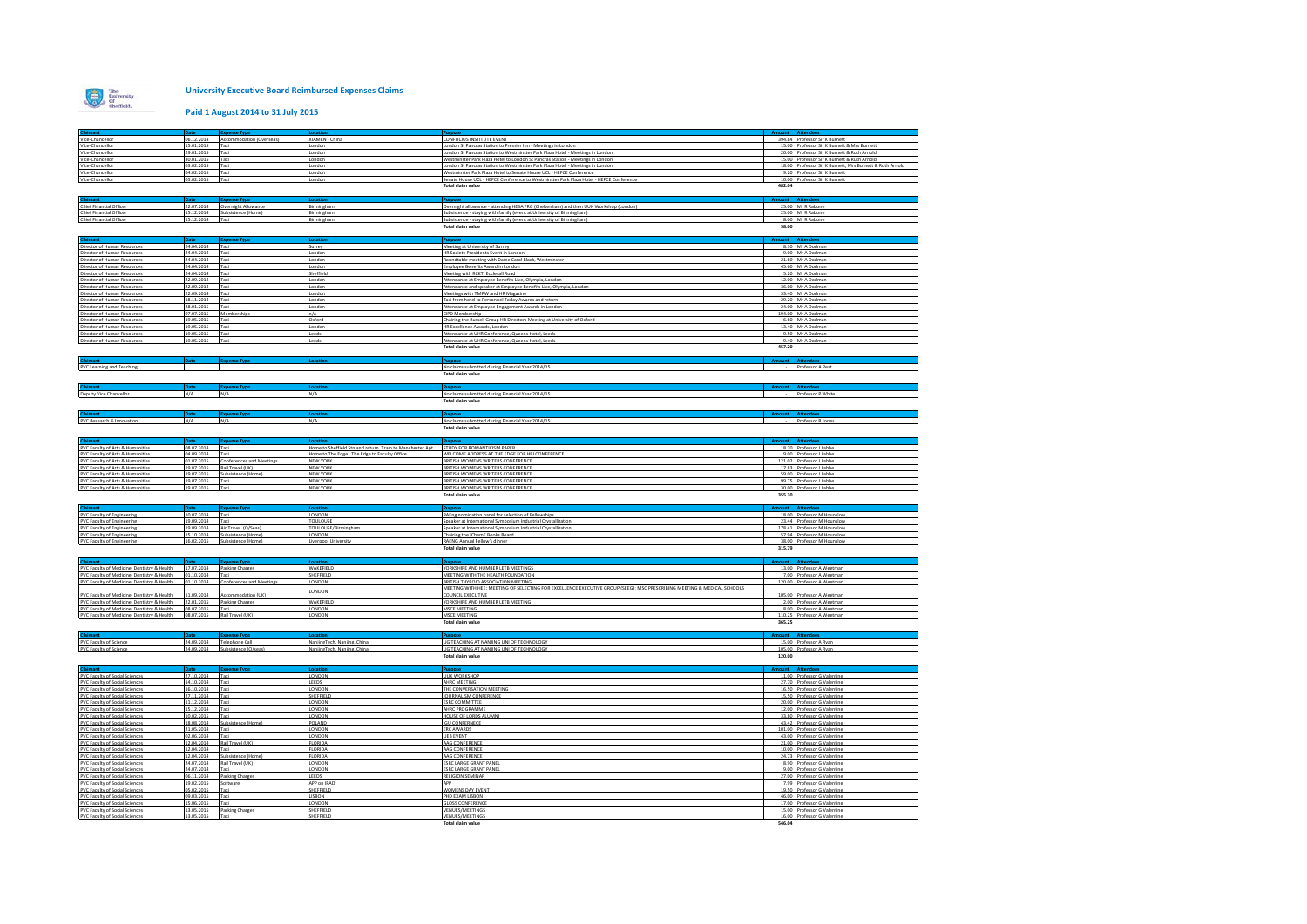# University Executive Board Reimbursed Expenses Claims

## Paid 1 August 2014 to 31 July 2015

| Claimant | Date | Expense Type | Location | Purpose | Amount | Attendees |
|---|---|---|---|---|---|---|
| Vice-Chancellor | 06.12.2014 | Accommodation (Overseas) | XIAMEN - China | CONFUCIUS INSTITUTE EVENT | 394.84 | Professor Sir K Burnett |
| Vice-Chancellor | 15.01.2015 | Taxi | London | London St Pancras Station to Premier Inn - Meetings in London | 15.00 | Professor Sir K Burnett & Mrs Burnett |
| Vice-Chancellor | 29.01.2015 | Taxi | London | London St Pancras Station to Westminster Park Plaza Hotel - Meetings in London | 20.00 | Professor Sir K Burnett & Ruth Arnold |
| Vice-Chancellor | 30.01.2015 | Taxi | London | Westminster Park Plaza Hotel to London St Pancras Station - Meetings in London | 15.00 | Professor Sir K Burnett & Ruth Arnold |
| Vice-Chancellor | 03.02.2015 | Taxi | London | London St Pancras Station to Westminster Park Plaza Hotel - Meetings in London | 18.00 | Professor Sir K Burnett, Mrs Burnett & Ruth Arnold |
| Vice-Chancellor | 04.02.2015 | Taxi | London | Westminster Park Plaza Hotel to Senate House UCL - HEFCE Conference | 9.20 | Professor Sir K Burnett |
| Vice-Chancellor | 05.02.2015 | Taxi | London | Senate House UCL - HEFCE Conference to Westminster Park Plaza Hotel - HEFCE Conference | 10.00 | Professor Sir K Burnett |
| | | | | **Total claim value** | **482.04** | |

| Claimant | Date | Expense Type | Location | Purpose | Amount | Attendees |
|---|---|---|---|---|---|---|
| Chief Financial Officer | 22.07.2014 | Overnight Allowance | Birmingham | Overnight allowance - attending HESA FRG (Cheltenham) and then UUK Workshop (London) | 25.00 | Mr R Rabone |
| Chief Financial Officer | 15.12.2014 | Subsistence (Home) | Birmingham | Subsistence - staying with family (event at University of Birmingham) | 25.00 | Mr R Rabone |
| Chief Financial Officer | 15.12.2014 | Taxi | Birmingham | Subsistence - staying with family (event at University of Birmingham) | 8.00 | Mr R Rabone |
| | | | | **Total claim value** | **58.00** | |

| Claimant | Date | Expense Type | Location | Purpose | Amount | Attendees |
|---|---|---|---|---|---|---|
| Director of Human Resources | 24.04.2014 | Taxi | Surrey | Meeting at University of Surrey | 8.30 | Mr A Dodman |
| Director of Human Resources | 24.04.2014 | Taxi | London | HR Society Presidents Event in London | 9.00 | Mr A Dodman |
| Director of Human Resources | 24.04.2014 | Taxi | London | Roundtable meeting with Dame Carol Black, Westminster | 21.60 | Mr A Dodman |
| Director of Human Resources | 24.04.2014 | Taxi | London | Employee Benefits Award in London | 45.60 | Mr A Dodman |
| Director of Human Resources | 24.04.2014 | Taxi | Sheffield | Meeting with RCKT, Ecclesall Road | 5.20 | Mr A Dodman |
| Director of Human Resources | 22.09.2014 | Taxi | London | Attendance at Employee Benefits Live, Olympia, London | 12.00 | Mr A Dodman |
| Director of Human Resources | 22.09.2014 | Taxi | London | Attendance and speaker at Employee Benefits Live, Olympia, London | 36.00 | Mr A Dodman |
| Director of Human Resources | 22.09.2014 | Taxi | London | Meetings with TMPW and HR Magazine | 33.40 | Mr A Dodman |
| Director of Human Resources | 18.11.2014 | Taxi | London | Taxi from hotel to Personnel Today Awards and return | 29.20 | Mr A Dodman |
| Director of Human Resources | 28.01.2015 | Taxi | London | Attendance at Employee Engagement Awards in London | 24.00 | Mr A Dodman |
| Director of Human Resources | 07.07.2015 | Memberships | n/a | CIPD Membership | 194.00 | Mr A Dodman |
| Director of Human Resources | 19.05.2015 | Taxi | Oxford | Chairing the Russell Group HR Directors Meeting at University of Oxford | 6.60 | Mr A Dodman |
| Director of Human Resources | 19.05.2015 | Taxi | London | HR Excellence Awards, London | 13.40 | Mr A Dodman |
| Director of Human Resources | 19.05.2015 | Taxi | Leeds | Attendance at UHR Conference, Queens Hotel, Leeds | 9.50 | Mr A Dodman |
| Director of Human Resources | 19.05.2015 | Taxi | Leeds | Attendance at UHR Conference, Queens Hotel, Leeds | 9.40 | Mr A Dodman |
| | | | | **Total claim value** | **457.20** | |

| Claimant | Date | Expense Type | Location | Purpose | Amount | Attendees |
|---|---|---|---|---|---|---|
| PVC Learning and Teaching | | | | No claims submitted during Financial Year 2014/15 | - | Professor A Peat |
| | | | | **Total claim value** | **-** | |

| Claimant | Date | Expense Type | Location | Purpose | Amount | Attendees |
|---|---|---|---|---|---|---|
| Deputy Vice Chancellor | N/A | N/A | N/A | No claims submitted during Financial Year 2014/15 | - | Professor P White |
| | | | | **Total claim value** | **-** | |

| Claimant | Date | Expense Type | Location | Purpose | Amount | Attendees |
|---|---|---|---|---|---|---|
| PVC Research & Innovation | N/A | N/A | N/A | No claims submitted during Financial Year 2014/15 | - | Professor R Jones |
| | | | | **Total claim value** | **-** | |

| Claimant | Date | Expense Type | Location | Purpose | Amount | Attendees |
|---|---|---|---|---|---|---|
| PVC Faculty of Arts & Humanities | 08.07.2014 | Taxi | Home to Sheffield Stn and return. Train to Manchester Apt. | STUDY FOR ROMANTICISM PAPER | 18.70 | Professor J Labbe |
| PVC Faculty of Arts & Humanities | 04.09.2014 | Taxi | Home to The Edge. The Edge to Faculty Office. | WELCOME ADDRESS AT THE EDGE FOR HRI CONFERENCE | 9.00 | Professor J Labbe |
| PVC Faculty of Arts & Humanities | 01.07.2015 | Conferences and Meetings | NEW YORK | BRITISH WOMENS WRITERS CONFERENCE | 121.02 | Professor J Labbe |
| PVC Faculty of Arts & Humanities | 19.07.2015 | Rail Travel (UK) | NEW YORK | BRITISH WOMENS WRITERS CONFERENCE | 17.83 | Professor J Labbe |
| PVC Faculty of Arts & Humanities | 19.07.2015 | Subsistence (Home) | NEW YORK | BRITISH WOMENS WRITERS CONFERENCE | 59.00 | Professor J Labbe |
| PVC Faculty of Arts & Humanities | 19.07.2015 | Taxi | NEW YORK | BRITISH WOMENS WRITERS CONFERENCE | 99.75 | Professor J Labbe |
| PVC Faculty of Arts & Humanities | 19.07.2015 | Taxi | NEW YORK | BRITISH WOMENS WRITERS CONFERENCE | 30.00 | Professor J Labbe |
| | | | | **Total claim value** | **355.30** | |

| Claimant | Date | Expense Type | Location | Purpose | Amount | Attendees |
|---|---|---|---|---|---|---|
| PVC Faculty of Engineering | 10.07.2014 | Taxi | LONDON | RAEng nomination panel for selection of Fellowships | 18.00 | Professor M Hounslow |
| PVC Faculty of Engineering | 19.09.2014 | Taxi | TOULOUSE | Speaker at International Symposium Industrial Crystallization | 23.44 | Professor M Hounslow |
| PVC Faculty of Engineering | 19.09.2014 | Air Travel (O/Seas) | TOULOUSE/Birmingham | Speaker at International Symposium Industrial Crystallization | 178.41 | Professor M Hounslow |
| PVC Faculty of Engineering | 15.10.2014 | Subsistence (Home) | LONDON | Chairing the IChemE Books Board | 57.94 | Professor M Hounslow |
| PVC Faculty of Engineering | 16.02.2015 | Subsistence (Home) | Liverpool University | RAENG Annual Fellow's dinner | 38.00 | Professor M Hounslow |
| | | | | **Total claim value** | **315.79** | |

| Claimant | Date | Expense Type | Location | Purpose | Amount | Attendees |
|---|---|---|---|---|---|---|
| PVC Faculty of Medicine, Dentistry & Health | 17.07.2014 | Parking Charges | WAKEFIELD | YORKSHIRE AND HUMBER LETB MEETINGS | 13.00 | Professor A Weetman |
| PVC Faculty of Medicine, Dentistry & Health | 01.10.2014 | Taxi | SHEFFIELD | MEETING WITH THE HEALTH FOUNDATION | 7.00 | Professor A Weetman |
| PVC Faculty of Medicine, Dentistry & Health | 01.10.2014 | Conferences and Meetings | LONDON | BRITISH THYROID ASSOCIATION MEETING | 120.00 | Professor A Weetman |
| PVC Faculty of Medicine, Dentistry & Health | 11.09.2014 | Accommodation (UK) | LONDON | MEETING WITH HEE; MEETING OF SELECTING FOR EXCELLENCE EXECUTIVE GROUP (SEEG); MSC PRESCRIBING MEETING & MEDICAL SCHOOLS COUNCIL EXECUTIVE | 105.00 | Professor A Weetman |
| PVC Faculty of Medicine, Dentistry & Health | 22.01.2015 | Parking Charges | WAKEFIELD | YORKSHIRE AND HUMBER LETB MEETING | 2.00 | Professor A Weetman |
| PVC Faculty of Medicine, Dentistry & Health | 08.07.2015 | Taxi | LONDON | MSCE MEETING | 8.00 | Professor A Weetman |
| PVC Faculty of Medicine, Dentistry & Health | 08.07.2015 | Rail Travel (UK) | LONDON | MSCE MEETING | 110.25 | Professor A Weetman |
| | | | | **Total claim value** | **365.25** | |

| Claimant | Date | Expense Type | Location | Purpose | Amount | Attendees |
|---|---|---|---|---|---|---|
| PVC Faculty of Science | 24.09.2014 | Telephone Call | NanjingTech, Nanjing, China | UG TEACHING AT NANJING UNI OF TECHNOLOGY | 15.00 | Professor A Ryan |
| PVC Faculty of Science | 24.09.2014 | Subsistence (O/seas) | NanjingTech, Nanjing, China | UG TEACHING AT NANJING UNI OF TECHNOLOGY | 105.00 | Professor A Ryan |
| | | | | **Total claim value** | **120.00** | |

| Claimant | Date | Expense Type | Location | Purpose | Amount | Attendees |
|---|---|---|---|---|---|---|
| PVC Faculty of Social Sciences | 27.10.2014 | Taxi | LONDON | UUK WORKSHOP | 11.00 | Professor G Valentine |
| PVC Faculty of Social Sciences | 14.10.2014 | Taxi | LEEDS | AHRC MEETING | 27.70 | Professor G Valentine |
| PVC Faculty of Social Sciences | 16.10.2014 | Taxi | LONDON | THE CONVERSATION MEETING | 16.50 | Professor G Valentine |
| PVC Faculty of Social Sciences | 17.11.2014 | Taxi | SHEFFIELD | JOURNALISM CONFERENCE | 15.50 | Professor G Valentine |
| PVC Faculty of Social Sciences | 11.12.2014 | Taxi | LONDON | ESRC COMMITTEE | 20.00 | Professor G Valentine |
| PVC Faculty of Social Sciences | 15.12.2014 | Taxi | LONDON | AHRC PROGRAMME | 12.00 | Professor G Valentine |
| PVC Faculty of Social Sciences | 10.02.2015 | Taxi | LONDON | HOUSE OF LORDS ALUMNI | 33.80 | Professor G Valentine |
| PVC Faculty of Social Sciences | 18.08.2014 | Subsistence (Home) | POLAND | IGU CONFERNECE | 43.42 | Professor G Valentine |
| PVC Faculty of Social Sciences | 23.05.2014 | Taxi | LONDON | ERC AWARDS | 101.00 | Professor G Valentine |
| PVC Faculty of Social Sciences | 02.06.2014 | Taxi | LONDON | LEB EVENT | 43.00 | Professor G Valentine |
| PVC Faculty of Social Sciences | 12.04.2014 | Rail Travel (UK) | FLORIDA | AAG CONFERENCE | 21.00 | Professor G Valentine |
| PVC Faculty of Social Sciences | 12.04.2014 | Taxi | FLORIDA | AAG CONFERENCE | 10.00 | Professor G Valentine |
| PVC Faculty of Social Sciences | 12.04.2014 | Subsistence (Home) | FLORIDA | AAG CONFERENCE | 24.73 | Professor G Valentine |
| PVC Faculty of Social Sciences | 24.07.2014 | Rail Travel (UK) | LONDON | ESRC LARGE GRANT PANEL | 8.90 | Professor G Valentine |
| PVC Faculty of Social Sciences | 24.07.2014 | Taxi | LONDON | ESRC LARGE GRANT PANEL | 9.00 | Professor G Valentine |
| PVC Faculty of Social Sciences | 06.11.2014 | Parking Charges | LEEDS | RELIGION SEMINAR | 27.00 | Professor G Valentine |
| PVC Faculty of Social Sciences | 19.02.2015 | Software | APP on IPAD | APP | 7.99 | Professor G Valentine |
| PVC Faculty of Social Sciences | 05.02.2015 | Taxi | SHEFFIELD | WOMENS DAY EVENT | 19.50 | Professor G Valentine |
| PVC Faculty of Social Sciences | 09.03.2015 | Taxi | LISBON | PHD EXAM LISBON | 46.00 | Professor G Valentine |
| PVC Faculty of Social Sciences | 15.06.2015 | Taxi | LONDON | GLOSS CONFERENCE | 17.00 | Professor G Valentine |
| PVC Faculty of Social Sciences | 13.05.2015 | Parking Charges | SHEFFIELD | VENUES/MEETINGS | 15.00 | Professor G Valentine |
| PVC Faculty of Social Sciences | 13.05.2015 | Taxi | SHEFFIELD | VENUES/MEETINGS | 16.00 | Professor G Valentine |
| | | | | **Total claim value** | **546.04** | |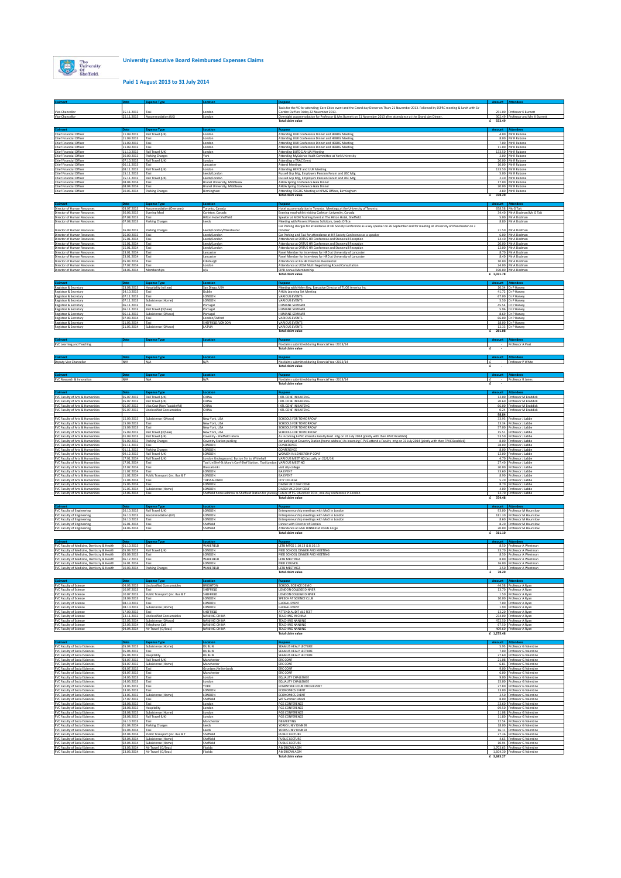# University Executive Board Reimbursed Expenses Claims

## Paid 1 August 2013 to 31 July 2014

| Claimant | Date | Expense Type | Location | Purpose | Amount | Attendees |
|---|---|---|---|---|---|---|
| Vice-Chancellor | 25.11.2013 | Taxi | London | Taxis for the VC for attending; Core Cities event and the Grand day Dinner on Thurs 21 November 2013. Followed by ESPRC meeting & lunch with Sir Gordon Duff on Friday 22 November 2013. | 251.00 | Professor K Burnett |
| Vice-Chancellor | 25.11.2013 | Accommodation (UK) | London | Overnight accommodation for Professor & Mrs Burnett on 21 November 2013 after attendance at the Grand day Dinner. | 302.49 | Professor and Mrs K Burnett |
| | | | | Total claim value | £ 553.49 | |

| Claimant | Date | Expense Type | Location | Purpose | Amount | Attendees |
|---|---|---|---|---|---|---|
| Chief Financial Officer | 11.09.2013 | Rail Travel (UK) | London | Attending UUK Conference Dinner and HEBRG Meeting | 4.00 | Mr R Rabone |
| Chief Financial Officer | 11.09.2013 | Taxi | London | Attending UUK Conference Dinner and HEBRG Meeting | 8.00 | Mr R Rabone |
| Chief Financial Officer | 11.09.2013 | Taxi | London | Attending UUK Conference Dinner and HEBRG Meeting | 7.00 | Mr R Rabone |
| Chief Financial Officer | 11.09.2013 | Taxi | London | Attending UUK Conference Dinner and HEBRG Meeting | 11.00 | Mr R Rabone |
| Chief Financial Officer | 11.10.2013 | Rail Travel (UK) | London | Attending BUFDG AHUA Meeting | 133.50 | Mr R Rabone |
| Chief Financial Officer | 30.09.2013 | Parking Charges | York | Attending MyScience Audit Committee at York University | 2.00 | Mr R Rabone |
| Chief Financial Officer | 07.10.2013 | Rail Travel (UK) | London | Attending a TRAC Event | 20.00 | Mr R Rabone |
| Chief Financial Officer | 06.11.2013 | Taxi | Lancaster | Attend Meetings | 10.00 | Mr R Rabone |
| Chief Financial Officer | 08.11.2013 | Rail Travel (UK) | London | Attending HEFCE and UUK Meeting | 133.50 | Mr R Rabone |
| Chief Financial Officer | 15.11.2013 | Taxi | Leeds/London | Russell Grp Mtg, Employers Pension Forum and JSC Mtg | 5.00 | Mr R Rabone |
| Chief Financial Officer | 15.11.2013 | Rail Travel (UK) | Leeds/London | Russell Grp Mtg, Employers Pension Forum and JSC Mtg | 2.40 | Mr R Rabone |
| Chief Financial Officer | 08.04.2014 | Taxi | Brunel University, Middlesex | AHUA Spring Conference Gala Dinner | 17.00 | Mr R Rabone |
| Chief Financial Officer | 08.04.2014 | Taxi | Brunel University, Middlesex | AHUA Spring Conference Gala Dinner | 20.00 | Mr R Rabone |
| Chief Financial Officer | 20.05.2014 | Parking Charges | Birmingham | Attending TDGDG Meeting at KPMG Offices, Birmingham | 4.80 | Mr R Rabone |
| | | | | Total claim value | £ 378.20 | |

| Claimant | Date | Expense Type | Location | Purpose | Amount | Attendees |
|---|---|---|---|---|---|---|
| Director of Human Resources | 03.07.2013 | Accommodation (Overseas) | Toronto, Canada | Hotel accommodation in Toronto. Meetings at the University of Toronto. | 658.58 | Ms G Tait |
| Director of Human Resources | 30.06.2013 | Evening Meal | Carleton, Canada | Evening meal whilst visiting Carleton University, Canada | 34.40 | Mr A Dodman/Ms G Tait |
| Director of Human Resources | 07.08.2013 | Taxi | Hilton Hotel Sheffield | Speaker at MDH Training Event at The Hilton Hotel, Sheffield. | 5.00 | Mr A Dodman |
| Director of Human Resources | 07.08.2013 | Parking Charges | Leeds | Meeting with Pinsent Masons Solicitors, Leeds Office. | 8.80 | Mr A Dodman |
| Director of Human Resources | 26.09.2013 | Parking Charges | Leeds/London/Manchester | Car Parking charges for attendance at HR Society Conference as a key speaker on 26 September and for meeting at University of Manchester on 3 October | 31.50 | Mr A Dodman |
| Director of Human Resources | 26.09.2013 | Taxi | Leeds/London | Car Parking and Taxi for attendance at HR Society Conference as a speaker | 6.00 | Mr A Dodman |
| Director of Human Resources | 15.01.2014 | Taxi | Leeds/London | Attendance at ORTUS HR Conference and Stonewall Reception | 14.40 | Mr A Dodman |
| Director of Human Resources | 15.01.2014 | Taxi | Leeds/London | Attendance at ORTUS HR Conference and Stonewall Reception | 20.00 | Mr A Dodman |
| Director of Human Resources | 15.01.2014 | Taxi | Leeds/London | Attendance at ORTUS HR Conference and Stonewall Reception | 12.00 | Mr A Dodman |
| Director of Human Resources | 23.01.2014 | Taxi | Lancaster | Panel Member for interviews for HRD at University of Lancaster | 8.70 | Mr A Dodman |
| Director of Human Resources | 23.01.2014 | Taxi | Lancaster | Panel Member for interviews for HRD at University of Lancaster | 8.40 | Mr A Dodman |
| Director of Human Resources | 05.03.2014 | Taxi | Edinburgh | Attendance at RG HR Directors Residential | 10.00 | Mr A Dodman |
| Director of Human Resources | 27.02.2014 | Taxi | London | Attendance at UCEA Multi-Negotiating Round Consultation | 24.00 | Mr A Dodman |
| Director of Human Resources | 18.06.2014 | Memberships | n/a | CIPD Annual Membership | 190.00 | Mr A Dodman |
| | | | | Total claim value | £ 1,031.78 | |

| Claimant | Date | Expense Type | Location | Purpose | Amount | Attendees |
|---|---|---|---|---|---|---|
| Registrar & Secretary | 23.08.2013 | Hospitality (o/seas) | San Diego, USA | Meeting with Helen Rey, Executive Director of TUOS America Inc | 10.34 | Dr P Harvey |
| Registrar & Secretary | 24.10.2013 | Taxi | Dublin | AHUA Learning Set Meeting | 41.72 | Dr P Harvey |
| Registrar & Secretary | 07.11.2013 | Taxi | LONDON | VARIOUS EVENTS | 67.00 | Dr P Harvey |
| Registrar & Secretary | 07.11.2013 | Subsistence (Home) | LONDON | VARIOUS EVENTS | 5.50 | Dr P Harvey |
| Registrar & Secretary | 06.11.2013 | Taxi | Portugal | HUMANE SEMINAR | 45.54 | Dr P Harvey |
| Registrar & Secretary | 06.11.2013 | Rail Travel (O/Seas) | Portugal | HUMANE SEMINAR | 5.96 | Dr P Harvey |
| Registrar & Secretary | 06.11.2013 | Subsistence (O/seas) | Portugal | HUMANE SEMINAR | 8.69 | Dr P Harvey |
| Registrar & Secretary | 07.01.2014 | Taxi | London/Oxford | VARIOUS EVENTS | 66.00 | Dr P Harvey |
| Registrar & Secretary | 21.05.2014 | Taxi | SHEFFIELD/LONDON | VARIOUS EVENTS | 18.00 | Dr P Harvey |
| Registrar & Secretary | 21.05.2014 | Subsistence (O/seas) | LATVIA | VARIOUS EVENTS | 12.33 | Dr P Harvey |
| | | | | Total claim value | £ 281.08 | |

| Claimant | Date | Expense Type | Location | Purpose | Amount | Attendees |
|---|---|---|---|---|---|---|
| PVC Learning and Teaching | | | | No claims submitted during Financial Year 2013/14 | | Professor A Peat |
| | | | | Total claim value | £ - | |

| Claimant | Date | Expense Type | Location | Purpose | Amount | Attendees |
|---|---|---|---|---|---|---|
| Deputy Vice Chancellor | N/A | N/A | N/A | No claims submitted during Financial Year 2013/14 | £ - | Professor P White |
| | | | | Total claim value | £ - | |

| Claimant | Date | Expense Type | Location | Purpose | Amount | Attendees |
|---|---|---|---|---|---|---|
| PVC Research & Innovation | N/A | N/A | N/A | No claims submitted during Financial Year 2013/14 | £ - | Professor R Jones |
| | | | | Total claim value | £ - | |

| Claimant | Date | Expense Type | Location | Purpose | Amount | Attendees |
|---|---|---|---|---|---|---|
| PVC Faculty of Arts & Humanities | 05.07.2013 | Rail Travel (UK) | CHINA | INTL CONF IN KAIFENG | 12.00 | Professor M Braddick |
| PVC Faculty of Arts & Humanities | 05.07.2013 | Rail Travel (UK) | CHINA | INTL CONF IN KAIFENG | 20.60 | Professor M Braddick |
| PVC Faculty of Arts & Humanities | 05.07.2013 | Visa Cost (Non Taxable/NI) | CHINA | INTL CONF IN KAIFENG | 66.00 | Professor M Braddick |
| PVC Faculty of Arts & Humanities | 05.07.2013 | Unclassified Consumables | CHINA | INTL CONF IN KAIFENG | 0.24 | Professor M Braddick |
| | | | | | 98.84 | |
| PVC Faculty of Arts & Humanities | 15.09.2013 | Subsistence (O/seas) | New York, USA | SCHOOLS FOR TOMORROW | 33.93 | Professor J Labbe |
| PVC Faculty of Arts & Humanities | 15.09.2013 | Taxi | New York, USA | SCHOOLS FOR TOMORROW | 13.34 | Professor J Labbe |
| PVC Faculty of Arts & Humanities | 15.09.2013 | Taxi | New York, USA | SCHOOLS FOR TOMORROW | 57.00 | Professor J Labbe |
| PVC Faculty of Arts & Humanities | 15.09.2013 | Rail Travel (O/Seas) | New York, USA | SCHOOLS FOR TOMORROW | 15.51 | Professor J Labbe |
| PVC Faculty of Arts & Humanities | 01.09.2013 | Rail Travel (UK) | Coventry - Sheffield return | As incoming F-PVC attend a Faculty lead mtg on 31 July 2014 (jointly with then FPVC Braddick) | 53.50 | Professor J Labbe |
| PVC Faculty of Arts & Humanities | 01.09.2013 | Parking Charges | Coventry Station parking | car parking at Coventry Station (home address) As incoming F-PVC attend a Faculty mtg on 31 July 2014 (jointly with then FPVC Braddick) | 8.00 | Professor J Labbe |
| PVC Faculty of Arts & Humanities | 01.11.2013 | Taxi | LONDON | CONFERENCE | 38.00 | Professor J Labbe |
| PVC Faculty of Arts & Humanities | 01.11.2013 | Parking Charges | LONDON | CONFERENCE | 8.00 | Professor J Labbe |
| PVC Faculty of Arts & Humanities | 09.12.2013 | Rail Travel (UK) | LONDON | WOMEN IN LEADERSHIP CONF | 12.00 | Professor J Labbe |
| PVC Faculty of Arts & Humanities | 17.01.2014 | Rail Travel (UK) | London Underground: Euston Stn to Whitehall | VARIOUS MEETING (actually on 22/1/14) | 4.70 | Professor J Labbe |
| PVC Faculty of Arts & Humanities | 17.01.2014 | Taxi | Taxi Un Shef-St Mary's Conf-Shef Station. Taxi London | VARIOUS MEETING | 27.40 | Professor J Labbe |
| PVC Faculty of Arts & Humanities | 22.02.2014 | Taxi | thessaloniki | visit city college | 30.00 | Professor J Labbe |
| PVC Faculty of Arts & Humanities | 11.02.2014 | Taxi | LONDON | BA EVENT | 33.60 | Professor J Labbe |
| PVC Faculty of Arts & Humanities | 11.02.2014 | Public Transport (inc. Bus & T | LONDON | BA EVENT | 9.90 | Professor J Labbe |
| PVC Faculty of Arts & Humanities | 11.04.2014 | Taxi | THESSALONIKI | CITY COLLEGE | 5.20 | Professor J Labbe |
| PVC Faculty of Arts & Humanities | 15.05.2014 | Taxi | LONDON | DASSH UK 2 DAY CONF | 8.70 | Professor J Labbe |
| PVC Faculty of Arts & Humanities | 15.05.2014 | Subsistence (Home) | LONDON | DASSH UK 2 DAY CONF | 4.00 | Professor J Labbe |
| PVC Faculty of Arts & Humanities | 12.06.2014 | Taxi | Sheffield home address to Sheffield Station for journey | Future of PG Education 2014, one-day conference in London | 12.70 | Professor J Labbe |
| | | | | Total claim value | £ 374.48 | |

| Claimant | Date | Expense Type | Location | Purpose | Amount | Attendees |
|---|---|---|---|---|---|---|
| PVC Faculty of Engineering | 26.10.2013 | Rail Travel (UK) | LONDON | Entrepreneurship meetings with MoD in London | 93.00 | Professor M Hounslow |
| PVC Faculty of Engineering | 26.10.2013 | Accommodation (UK) | LONDON | Entrepreneurship meetings with MoD in London | 181.30 | Professor M Hounslow |
| PVC Faculty of Engineering | 26.10.2013 | Taxi | LONDON | Entrepreneurship meetings with MoD in London | 8.60 | Professor M Hounslow |
| PVC Faculty of Engineering | 18.01.2014 | Taxi | Sheffield | Dinner with Director of Costain | 8.20 | Professor M Hounslow |
| PVC Faculty of Engineering | 24.06.2014 | Taxi | Sheffield | Attendance at GMF DINNER at Ponds Forge | 20.00 | Professor M Hounslow |
| | | | | Total claim value | £ 311.10 | |

| Claimant | Date | Expense Type | Location | Purpose | Amount | Attendees |
|---|---|---|---|---|---|---|
| PVC Faculty of Medicine, Dentistry & Health | 01.10.2013 | Taxi | WAKEFIELD | LETB MTGS 1.10.13 & 8.10.13 | 8.51 | Professor A Weetman |
| PVC Faculty of Medicine, Dentistry & Health | 05.09.2013 | Rail Travel (UK) | LONDON | MED SCHOOL DINNER AND MEETING | 33.70 | Professor A Weetman |
| PVC Faculty of Medicine, Dentistry & Health | 05.09.2013 | Taxi | LONDON | MED SCHOOL DINNER AND MEETING | 8.50 | Professor A Weetman |
| PVC Faculty of Medicine, Dentistry & Health | 06.12.2013 | Taxi | WAKEFIELD | LETB MEETINGS | 8.00 | Professor A Weetman |
| PVC Faculty of Medicine, Dentistry & Health | 16.01.2014 | Taxi | LONDON | MED COUNCIL | 16.00 | Professor A Weetman |
| PVC Faculty of Medicine, Dentistry & Health | 10.03.2014 | Parking Charges | WAKEFIELD | LETB MEETINGS | 3.50 | Professor A Weetman |
| | | | | Total claim value | £ 78.20 | |

| Claimant | Date | Expense Type | Location | Purpose | Amount | Attendees |
|---|---|---|---|---|---|---|
| PVC Faculty of Science | 04.03.2013 | Unclassified Consumables | BRIGHTON | SCHOOL SCIENCE DEMO | 44.58 | Professor A Ryan |
| PVC Faculty of Science | 10.07.2013 | Taxi | SHEFFIELD | LONDON COLLEGE DINNER | 13.70 | Professor A Ryan |
| PVC Faculty of Science | 10.07.2013 | Public Transport (inc. Bus & T | SHEFFIELD | LONDON COLLEGE DINNER | 1.50 | Professor A Ryan |
| PVC Faculty of Science | 18.09.2013 | Taxi | LONDON | SPEECH AT SCIENCE CLUB | 10.00 | Professor A Ryan |
| PVC Faculty of Science | 08.10.2013 | Taxi | LONDON | GLOBAL EVENT | 7.00 | Professor A Ryan |
| PVC Faculty of Science | 08.10.2013 | Subsistence (Home) | LONDON | GLOBAL EVENT | 1.90 | Professor A Ryan |
| PVC Faculty of Science | 17.09.2013 | Taxi | SHEFFIELD | ATTEND AUDIT ALE FEST | 13.20 | Professor A Ryan |
| PVC Faculty of Science | 23.11.2013 | Unclassified Consumables | NANJING CHINA | TEACHING IN CHINA | 234.00 | Professor A Ryan |
| PVC Faculty of Science | 22.03.2014 | Subsistence (O/seas) | NANJING CHINA | TEACHING NANJING | 472.50 | Professor A Ryan |
| PVC Faculty of Science | 22.03.2014 | Telephone Call | NANJING CHINA | TEACHING NANJING | 67.50 | Professor A Ryan |
| PVC Faculty of Science | 04.04.2014 | Air Travel (O/Seas) | NANJING CHINA | TEACHING NANJING | 409.60 | Professor A Ryan |
| | | | | Total claim value | £ 1,275.48 | |

| Claimant | Date | Expense Type | Location | Purpose | Amount | Attendees |
|---|---|---|---|---|---|---|
| PVC Faculty of Social Sciences | 05.04.2013 | Subsistence (Home) | DUBLIN | SEAMUS HEALY LECTURE | 5.95 | Professor G Valentine |
| PVC Faculty of Social Sciences | 05.04.2013 | Taxi | DUBLIN | SEAMUS HEALY LECTURE | 7.00 | Professor G Valentine |
| PVC Faculty of Social Sciences | 05.04.2013 | Hospitality | DUBLIN | SEAMUS HEALY LECTURE | 27.60 | Professor G Valentine |
| PVC Faculty of Social Sciences | 03.07.2013 | Rail Travel (UK) | Manchester | ERC CONF | 21.08 | Professor G Valentine |
| PVC Faculty of Social Sciences | 03.07.2013 | Subsistence (Home) | Manchester | ERC CONF | 6.81 | Professor G Valentine |
| PVC Faculty of Social Sciences | 03.07.2013 | Taxi | Gronigen,Netherlands | ERC CONF | 9.00 | Professor G Valentine |
| PVC Faculty of Social Sciences | 03.07.2013 | Taxi | Manchester | ERC CONF | 6.00 | Professor G Valentine |
| PVC Faculty of Social Sciences | 14.05.2013 | Taxi | London | EQUALITY CHALLENGE | 9.00 | Professor G Valentine |
| PVC Faculty of Social Sciences | 14.05.2013 | Taxi | London | EQUALITY CHALLENGE | 15.00 | Professor G Valentine |
| PVC Faculty of Social Sciences | 13.05.2013 | Taxi | YORK | ROWNTREE FOUNDTION EVENT | 27.80 | Professor G Valentine |
| PVC Faculty of Social Sciences | 23.05.2013 | Taxi | LONDON | ECONOMICS EVENT | 13.00 | Professor G Valentine |
| PVC Faculty of Social Sciences | 23.05.2013 | Subsistence (Home) | LONDON | ECONOMICS EVENT | 3.50 | Professor G Valentine |
| PVC Faculty of Social Sciences | 17.07.2013 | Taxi | Sheffield | WP Summer school | 8.00 | Professor G Valentine |
| PVC Faculty of Social Sciences | 28.08.2013 | Taxi | London | RGS CONFERENCE | 33.60 | Professor G Valentine |
| PVC Faculty of Social Sciences | 28.08.2013 | Hospitality | London | RGS CONFERENCE | 69.50 | Professor G Valentine |
| PVC Faculty of Social Sciences | 28.08.2013 | Subsistence (Home) | London | RGS CONFERENCE | 11.08 | Professor G Valentine |
| PVC Faculty of Social Sciences | 28.08.2013 | Rail Travel (UK) | London | RGS CONFERENCE | 11.80 | Professor G Valentine |
| PVC Faculty of Social Sciences | 16.10.2013 | Taxi | Manchester | NB MEETING | 12.54 | Professor G Valentine |
| PVC Faculty of Social Sciences | 01.04.2014 | Parking Charges | Leeds | YORKS UNIV DINNER | 18.00 | Professor G Valentine |
| PVC Faculty of Social Sciences | 01.04.2014 | Taxi | Leeds | YORKS UNIV DINNER | 16.11 | Professor G Valentine |
| PVC Faculty of Social Sciences | 02.04.2014 | Public Transport (inc. Bus & T | Sheffield | PUBLIC LECTURE | 27.36 | Professor G Valentine |
| PVC Faculty of Social Sciences | 02.04.2014 | Subsistence (Home) | Sheffield | PUBLIC LECTURE | 4.65 | Professor G Valentine |
| PVC Faculty of Social Sciences | 02.04.2014 | Subsistence (Home) | Sheffield | PUBLIC LECTURE | 10.94 | Professor G Valentine |
| PVC Faculty of Social Sciences | 23.03.2014 | Air Travel (O/Seas) | Florida | AMERICAN AGM | 1,703.65 | Professor G Valentine |
| PVC Faculty of Social Sciences | 23.03.2014 | Air Travel (O/Seas) | Florida | AMERICAN AGM | 1,604.30 | Professor G Valentine |
| | | | | Total claim value | £ 3,683.27 | |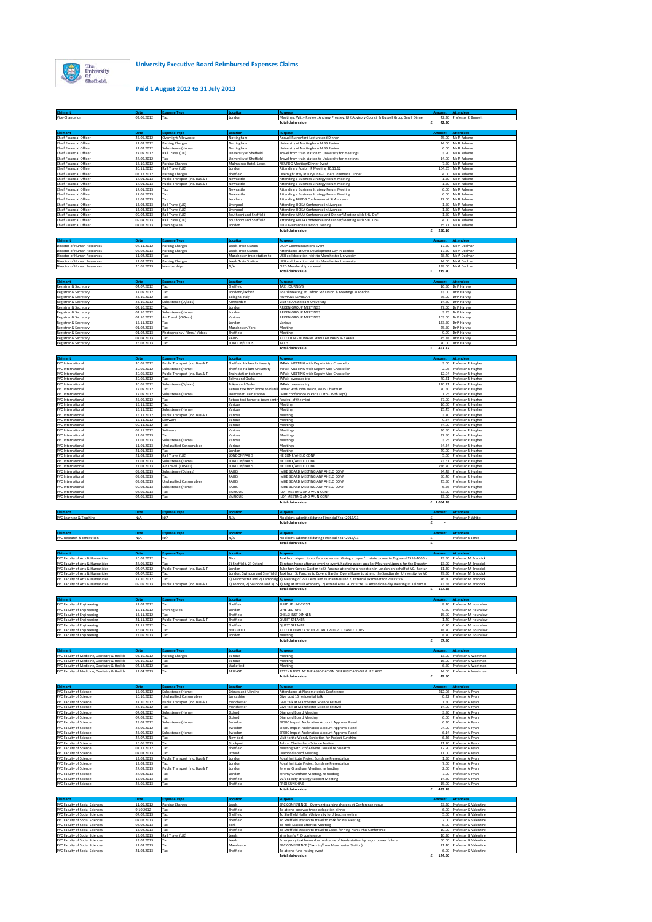# University Executive Board Reimbursed Expenses Claims

## Paid 1 August 2012 to 31 July 2013

| Claimant | Date | Expense Type | Location | Purpose | Amount | Attendees |
|---|---|---|---|---|---|---|
| Vice-Chancellor | 03.06.2012 | Taxi | London | Meetings: Witty Review, Andrew Pressley, IUK Advisory Council & Russell Group Small Dinner | 42.30 | Professor K Burnett |
| | | | | **Total claim value** | **£ 42.30** | |

| Claimant | Date | Expense Type | Location | Purpose | Amount | Attendees |
|---|---|---|---|---|---|---|
| Chief Financial Officer | 26.06.2012 | Overnight Allowance | Nottingham | Annual Rutherford Lecture and Dinner | 25.00 | Mr R Rabone |
| Chief Financial Officer | 12.07.2012 | Parking Charges | Nottingham | University of Nottingham FABS Review | 14.00 | Mr R Rabone |
| Chief Financial Officer | 12.07.2012 | Subsistence (Home) | Nottingham | University of Nottingham FABS Review | 6.00 | Mr R Rabone |
| Chief Financial Officer | 27.09.2012 | Rail Travel (UK) | University of Sheffield | Travel from train station to University for meetings | 3.90 | Mr R Rabone |
| Chief Financial Officer | 27.09.2012 | Taxi | University of Sheffield | Travel from train station to University for meetings | 14.00 | Mr R Rabone |
| Chief Financial Officer | 18.10.2012 | Parking Charges | Malmaison Hotel, Leeds | NEUFDG Meeting/Dinner Event | 7.50 | Mr R Rabone |
| Chief Financial Officer | 30.11.2012 | Rail Travel (UK) | London | Attending a Fusion IP Meeting 30.11.12 | 104.55 | Mr R Rabone |
| Chief Financial Officer | 03.12.2012 | Parking Charges | Sheffield | Overnight stay at Jurys Inn - Cutlers Freemans Dinner | 4.00 | Mr R Rabone |
| Chief Financial Officer | 17.01.2013 | Public Transport (inc. Bus & T | Newcastle | Attending a Business Strategy Forum Meeting | 1.50 | Mr R Rabone |
| Chief Financial Officer | 17.01.2013 | Public Transport (inc. Bus & T | Newcastle | Attending a Business Strategy Forum Meeting | 1.50 | Mr R Rabone |
| Chief Financial Officer | 17.01.2013 | Taxi | Newcastle | Attending a Business Strategy Forum Meeting | 6.00 | Mr R Rabone |
| Chief Financial Officer | 17.01.2013 | Taxi | Newcastle | Attending a Business Strategy Forum Meeting | 6.00 | Mr R Rabone |
| Chief Financial Officer | 18.03.2013 | Taxi | Leuchars | Attending BUFDG Conference at St Andrews | 12.00 | Mr R Rabone |
| Chief Financial Officer | 13.03.2013 | Rail Travel (UK) | Liverpool | Attending UCISA Conference in Liverpool | 1.50 | Mr R Rabone |
| Chief Financial Officer | 13.03.2013 | Rail Travel (UK) | Liverpool | Attending UCISA Conference in Liverpool | 1.50 | Mr R Rabone |
| Chief Financial Officer | 09.04.2013 | Rail Travel (UK) | Southport and Sheffield | Attending AHUA Conference and Dinner/Meeting with SHU DoF | 1.50 | Mr R Rabone |
| Chief Financial Officer | 09.04.2013 | Rail Travel (UK) | Southport and Sheffield | Attending AHUA Conference and Dinner/Meeting with SHU DoF | 4.00 | Mr R Rabone |
| Chief Financial Officer | 04.07.2013 | Evening Meal | London | BUFDG Finance Directors Evening | 35.71 | Mr R Rabone |
| | | | | **Total claim value** | **£ 250.16** | |

| Claimant | Date | Expense Type | Location | Purpose | Amount | Attendees |
|---|---|---|---|---|---|---|
| Director of Human Resources | 07.11.2012 | Parking Charges | Leeds Train Station | UCEA Communications Event | 17.50 | Mr A Dodman |
| Director of Human Resources | 06.02.2013 | Parking Charges | Leeds Train Station | Attendance at UHR Development Day in London | 17.50 | Mr A Dodman |
| Director of Human Resources | 11.02.2013 | Taxi | Manchester train station to | UEB collaboration visit to Manchester University | 28.40 | Mr A Dodman |
| Director of Human Resources | 11.02.2013 | Parking Charges | Leeds Train Station | UEB collaboration visit to Manchester University | 14.00 | Mr A Dodman |
| Director of Human Resources | 20.05.2013 | Memberships | N/A | CIPD Membership renewal | 138.00 | Mr A Dodman |
| | | | | **Total claim value** | **£ 215.40** | |

| Claimant | Date | Expense Type | Location | Purpose | Amount | Attendees |
|---|---|---|---|---|---|---|
| Registrar & Secretary | 04.07.2012 | Taxi | Sheffield | TAXI JOURNEYS | 16.50 | Dr P Harvey |
| Registrar & Secretary | 14.09.2012 | Taxi | London/Oxford | Board Meeting at Oxford Std Union & Meetings in London | 33.00 | Dr P Harvey |
| Registrar & Secretary | 23.10.2012 | Taxi | Bologna, Italy | HUMANE SEMINAR | 25.00 | Dr P Harvey |
| Registrar & Secretary | 23.10.2012 | Subsistence (O/Seas) | Amsterdam | Visit to Amsterdam University | 14.60 | Dr P Harvey |
| Registrar & Secretary | 02.10.2012 | Taxi | London | ARDEN GROUP MEETINGS | 27.00 | Dr P Harvey |
| Registrar & Secretary | 02.10.2012 | Subsistence (Home) | London | ARDEN GROUP MEETINGS | 3.95 | Dr P Harvey |
| Registrar & Secretary | 02.10.2012 | Air Travel (O/Seas) | Various | ARDEN GROUP MEETINGS | 103.00 | Dr P Harvey |
| Registrar & Secretary | 15.11.2012 | Taxi | London | Various | 133.50 | Dr P Harvey |
| Registrar & Secretary | 01.02.2013 | Taxi | Manchester/York | Meeting | 25.50 | Dr P Harvey |
| Registrar & Secretary | 01.02.2013 | Photography / Films / Videos | Sheffield | Meeting | 9.99 | Dr P Harvey |
| Registrar & Secretary | 04.04.2013 | Taxi | PARIS | ATTENDING HUMANE SEMINAR PARIS 4-7 APRIL | 45.38 | Dr P Harvey |
| Registrar & Secretary | 26.02.2013 | Taxi | LONDON/LEEDS | TAXIS | 20.00 | Dr P Harvey |
| | | | | **Total claim value** | **£ 457.42** | |

| Claimant | Date | Expense Type | Location | Purpose | Amount | Attendees |
|---|---|---|---|---|---|---|
| PVC International | 30.05.2012 | Public Transport (inc. Bus & T | Sheffield Hallam University | JAPAN MEETING with Deputy Vice Chancellor | 3.00 | Professor R Hughes |
| PVC International | 30.05.2012 | Subsistence (Home) | Sheffield Hallam University | JAPAN MEETING with Deputy Vice Chancellor | 2.05 | Professor R Hughes |
| PVC International | 30.05.2012 | Public Transport (inc. Bus & T | Train station to home | JAPAN MEETING with Deputy Vice Chancellor | 12.04 | Professor R Hughes |
| PVC International | 30.05.2012 | Taxi | Tokyo and Osaka | JAPAN overseas trip | 70.31 | Professor R Hughes |
| PVC International | 30.05.2012 | Subsistence (O/Seas) | Tokyo and Osaka | JAPAN overseas trip | 110.21 | Professor R Hughes |
| PVC International | 12.09.2012 | Taxi | Return taxi from home to Platill | Dinner with John Hearn, WUN Chairman | 20.50 | Professor R Hughes |
| PVC International | 12.09.2012 | Subsistence (Home) | Doncaster Train station | IMHE conference in Paris (17th - 19th Sept) | 1.95 | Professor R Hughes |
| PVC International | 25.09.2012 | Taxi | Return taxi home to town centr | Festival of the mind | 37.00 | Professor R Hughes |
| PVC International | 15.11.2012 | Taxi | Various | Meeting | 16.00 | Professor R Hughes |
| PVC International | 15.11.2012 | Subsistence (Home) | Various | Meeting | 15.45 | Professor R Hughes |
| PVC International | 15.11.2012 | Public Transport (inc. Bus & T | Various | Meeting | 3.40 | Professor R Hughes |
| PVC International | 15.11.2012 | Software | Various | Meeting | 9.34 | Professor R Hughes |
| PVC International | 09.11.2012 | Taxi | Various | Meetings | 84.00 | Professor R Hughes |
| PVC International | 09.11.2012 | Software | Various | Meetings | 36.50 | Professor R Hughes |
| PVC International | 11.01.2013 | Taxi | Various | Meetings | 37.50 | Professor R Hughes |
| PVC International | 11.01.2013 | Subsistence (Home) | Various | Meetings | 3.95 | Professor R Hughes |
| PVC International | 11.01.2013 | Unclassified Consumables | Various | Meetings | 64.34 | Professor R Hughes |
| PVC International | 21.01.2013 | Taxi | London | Meeting | 29.00 | Professor R Hughes |
| PVC International | 21.03.2013 | Rail Travel (UK) | LONDON/PARIS | HE CONF/AHELO CONF | 5.00 | Professor R Hughes |
| PVC International | 21.03.2013 | Subsistence (Home) | LONDON/PARIS | HE CONF/AHELO CONF | 23.61 | Professor R Hughes |
| PVC International | 21.03.2013 | Air Travel (O/Seas) | LONDON/PARIS | HE CONF/AHELO CONF | 236.20 | Professor R Hughes |
| PVC International | 09.03.2013 | Subsistence (O/Seas) | PARIS | IMHE BOARD MEETING ANF AHELO CONF | 94.48 | Professor R Hughes |
| PVC International | 09.03.2013 | Taxi | PARIS | IMHE BOARD MEETING ANF AHELO CONF | 50.40 | Professor R Hughes |
| PVC International | 09.03.2013 | Unclassified Consumables | PARIS | IMHE BOARD MEETING ANF AHELO CONF | 25.50 | Professor R Hughes |
| PVC International | 09.03.2013 | Subsistence (Home) | PARIS | IMHE BOARD MEETING ANF AHELO CONF | 6.55 | Professor R Hughes |
| PVC International | 04.05.2013 | Taxi | VARIOUS | ILDP MEETING AND WUN CONF | 33.00 | Professor R Hughes |
| PVC International | 04.05.2013 | Taxi | VARIOUS | ILDP MEETING AND WUN CONF | 33.00 | Professor R Hughes |
| | | | | **Total claim value** | **£ 1,064.28** | |

| Claimant | Date | Expense Type | Location | Purpose | Amount | Attendees |
|---|---|---|---|---|---|---|
| PVC Learning & Teaching | N/A | N/A | N/A | No claims submitted during Financial Year 2012/13 | £ - | Professor P White |
| | | | | **Total claim value** | **£ -** | |

| Claimant | Date | Expense Type | Location | Purpose | Amount | Attendees |
|---|---|---|---|---|---|---|
| PVC Research & Innovation | N/A | N/A | N/A | No claims submitted during Financial Year 2012/13 | £ - | Professor R Jones |
| | | | | **Total claim value** | **£ -** | |

| Claimant | Date | Expense Type | Location | Purpose | Amount | Attendees |
|---|---|---|---|---|---|---|
| PVC Faculty of Arts & Humanities | 10.08.2012 | Taxi | Nice | Taxi from airport to conference venue. Giving a paper '....state power in England 1558-1660' | 23.50 | Professor M Braddick |
| PVC Faculty of Arts & Humanities | 27.06.2012 | Taxi | 1) Sheffield. 2) Oxford | 1) return home after an evening event, hosting event speaker Maureen Lipman for the Departm | 13.00 | Professor M Braddick |
| PVC Faculty of Arts & Humanities | 04.07.2012 | Public Transport (inc. Bus & T | London | Tube fare Covent Garden to St Pancras attending a reception in London on behalf of VC. Santan | 11.30 | Professor M Braddick |
| PVC Faculty of Arts & Humanities | 04.07.2012 | Taxi | London, Swindon and Sheffield | Taxi from St Pancras to Covent Garden Opera House to attend the Sandtander University for VC | 29.50 | Professor M Braddick |
| PVC Faculty of Arts & Humanities | 17.10.2012 | Taxi | 1) Manchester and 2) Cambridg | 1) Meeting of PVCs Arts and Humanities and 2) External examiner for PHD VIVA | 46.50 | Professor M Braddick |
| PVC Faculty of Arts & Humanities | 09.05.2013 | Public Transport (inc. Bus & T | 1) London, 2) Swindon and 3) S | 1) Mtg at British Academy. 2) Attend AHRC Audit Ctte. 3) Attend one-day meeting at Kelham Is | 43.58 | Professor M Braddick |
| | | | | **Total claim value** | **£ 167.38** | |

| Claimant | Date | Expense Type | Location | Purpose | Amount | Attendees |
|---|---|---|---|---|---|---|
| PVC Faculty of Engineering | 11.07.2012 | Taxi | Sheffield | PURDUE UNIV VISIT | 8.20 | Professor M Hounslow |
| PVC Faculty of Engineering | 12.11.2012 | Evening Meal | London | CIHE LECTURE | 9.60 | Professor M Hounslow |
| PVC Faculty of Engineering | 13.11.2012 | Taxi | Sheffield | CHELSI INST DINNER | 15.00 | Professor M Hounslow |
| PVC Faculty of Engineering | 21.11.2012 | Public Transport (inc. Bus & T | Sheffield | QUEST SPEAKER | 1.40 | Professor M Hounslow |
| PVC Faculty of Engineering | 21.11.2012 | Taxi | Sheffield | QUEST SPEAKER | 6.70 | Professor M Hounslow |
| PVC Faculty of Engineering | 16.04.2013 | Taxi | SHEFFIELD | ATTEND DINNER WITH VC AND PRO-VC CHANCELLORS | 18.20 | Professor M Hounslow |
| PVC Faculty of Engineering | 23.05.2013 | Taxi | London | Meeting | 8.70 | Professor M Hounslow |
| | | | | **Total claim value** | **£ 67.80** | |

| Claimant | Date | Expense Type | Location | Purpose | Amount | Attendees |
|---|---|---|---|---|---|---|
| PVC Faculty of Medicine, Dentistry & Health | 03.10.2012 | Parking Charges | Various | Meeting | 13.00 | Professor A Weetman |
| PVC Faculty of Medicine, Dentistry & Health | 03.10.2012 | Taxi | Various | Meeting | 16.00 | Professor A Weetman |
| PVC Faculty of Medicine, Dentistry & Health | 04.12.2012 | Taxi | Wakefield | Meeting | 6.50 | Professor A Weetman |
| PVC Faculty of Medicine, Dentistry & Health | 31.04.2013 | Taxi | BELFAST | ATTENDANCE AT THE ASSOCIATION OF PHYSICIANS GB & IRELAND | 14.00 | Professor A Weetman |
| | | | | **Total claim value** | **£ 49.50** | |

| Claimant | Date | Expense Type | Location | Purpose | Amount | Attendees |
|---|---|---|---|---|---|---|
| PVC Faculty of Science | 15.09.2012 | Subsistence (Home) | Crimea and Ukraine | Attendance at Nanomaterials Conference | 212.06 | Professor A Ryan |
| PVC Faculty of Science | 10.10.2012 | Unclassified Consumables | Lancashire | Give post 16 residential talk | 0.32 | Professor A Ryan |
| PVC Faculty of Science | 24.10.2012 | Public Transport (inc. Bus & T | manchester | Give talk at Manchester Science Festival | 1.50 | Professor A Ryan |
| PVC Faculty of Science | 24.10.2012 | Taxi | manchester | Give talk at Manchester Science Festival | 14.00 | Professor A Ryan |
| PVC Faculty of Science | 07.09.2012 | Subsistence (Home) | Oxford | Diamond Board Meeting | 3.80 | Professor A Ryan |
| PVC Faculty of Science | 07.09.2012 | Taxi | Oxford | Diamond Board Meeting | 6.00 | Professor A Ryan |
| PVC Faculty of Science | 28.09.2012 | Subsistence (Home) | Swindon | EPSRC Impact Accleration Account Approval Panel | 6.30 | Professor A Ryan |
| PVC Faculty of Science | 28.09.2012 | Taxi | Swindon | EPSRC Impact Accleration Account Approval Panel | 94.00 | Professor A Ryan |
| PVC Faculty of Science | 28.09.2012 | Subsistence (Home) | Swindon | EPSRC Impact Accleration Account Approval Panel | 6.14 | Professor A Ryan |
| PVC Faculty of Science | 27.07.2013 | Taxi | New York | Visit to the Wendy Exhibition for Project Sunshine | 6.36 | Professor A Ryan |
| PVC Faculty of Science | 16.06.2013 | Taxi | Stockport | Talk at Cheltenham Science Festival | 11.70 | Professor A Ryan |
| PVC Faculty of Science | 01.11.2012 | Taxi | Sheffield | Meeting with Prof Athene Donald re research | 12.90 | Professor A Ryan |
| PVC Faculty of Science | 07.03.2013 | Taxi | Oxford | Diamond Board Meeting | 11.00 | Professor A Ryan |
| PVC Faculty of Science | 13.03.2013 | Public Transport (inc. Bus & T | London | Royal Institute Project Sunshine Presentation | 1.50 | Professor A Ryan |
| PVC Faculty of Science | 13.03.2013 | Taxi | London | Royal Institute Project Sunshine Presentation | 7.00 | Professor A Ryan |
| PVC Faculty of Science | 27.03.2013 | Public Transport (inc. Bus & T | London | Jeremy Grantham Meeting, re funding | 2.00 | Professor A Ryan |
| PVC Faculty of Science | 27.03.2013 | Taxi | London | Jeremy Grantham Meeting, re funding | 7.00 | Professor A Ryan |
| PVC Faculty of Science | 16.04.2013 | Taxi | Sheffield | VC's Faculty strategy support Meeting | 14.60 | Professor A Ryan |
| PVC Faculty of Science | 28.05.2013 | Taxi | Sheffield | PROJ SUNSHINE | 15.00 | Professor A Ryan |
| | | | | **Total claim value** | **£ 433.18** | |

| Claimant | Date | Expense Type | Location | Purpose | Amount | Attendees |
|---|---|---|---|---|---|---|
| PVC Faculty of Social Sciences | 11.09.2012 | Parking Charges | Leeds | ERC CONFERENCE - Overnight parking charges at Conference venue | 23.20 | Professor G Valentine |
| PVC Faculty of Social Sciences | 9.10.2012 | Taxi | Sheffield | To attend kosovan trade delegation dinner | 6.00 | Professor G Valentine |
| PVC Faculty of Social Sciences | 07.02.2013 | Taxi | Sheffield | To Sheffield Hallam University for J Leach meeting | 5.00 | Professor G Valentine |
| PVC Faculty of Social Sciences | 07.02.2013 | Taxi | Sheffield | To Sheffield Station to travel to York for NB Meeting | 7.00 | Professor G Valentine |
| PVC Faculty of Social Sciences | 08.02.2013 | Taxi | York | To York Station after NB Meeting | 6.00 | Professor G Valentine |
| PVC Faculty of Social Sciences | 13.02.2013 | Taxi | Sheffield | To Sheffield Station to travel to Leeds for Ying Nan's PhD Conference | 10.00 | Professor G Valentine |
| PVC Faculty of Social Sciences | 13.02.2013 | Rail Travel (UK) | Leeds | Ying Nan's PhD conference | 10.30 | Professor G Valentine |
| PVC Faculty of Social Sciences | 13.02.2013 | Taxi | Leeds | Emergency taxi home due to closure of Leeds station by major power failure | 60.00 | Professor G Valentine |
| PVC Faculty of Social Sciences | 31.03.2013 | Taxi | Manchester | ERC CONFERENCE (Taxis to/from Manchester Station) | 11.40 | Professor G Valentine |
| PVC Faculty of Social Sciences | 21.03.2013 | Taxi | Sheffield | To attend fund raising event | 6.00 | Professor G Valentine |
| | | | | **Total claim value** | **£ 144.90** | |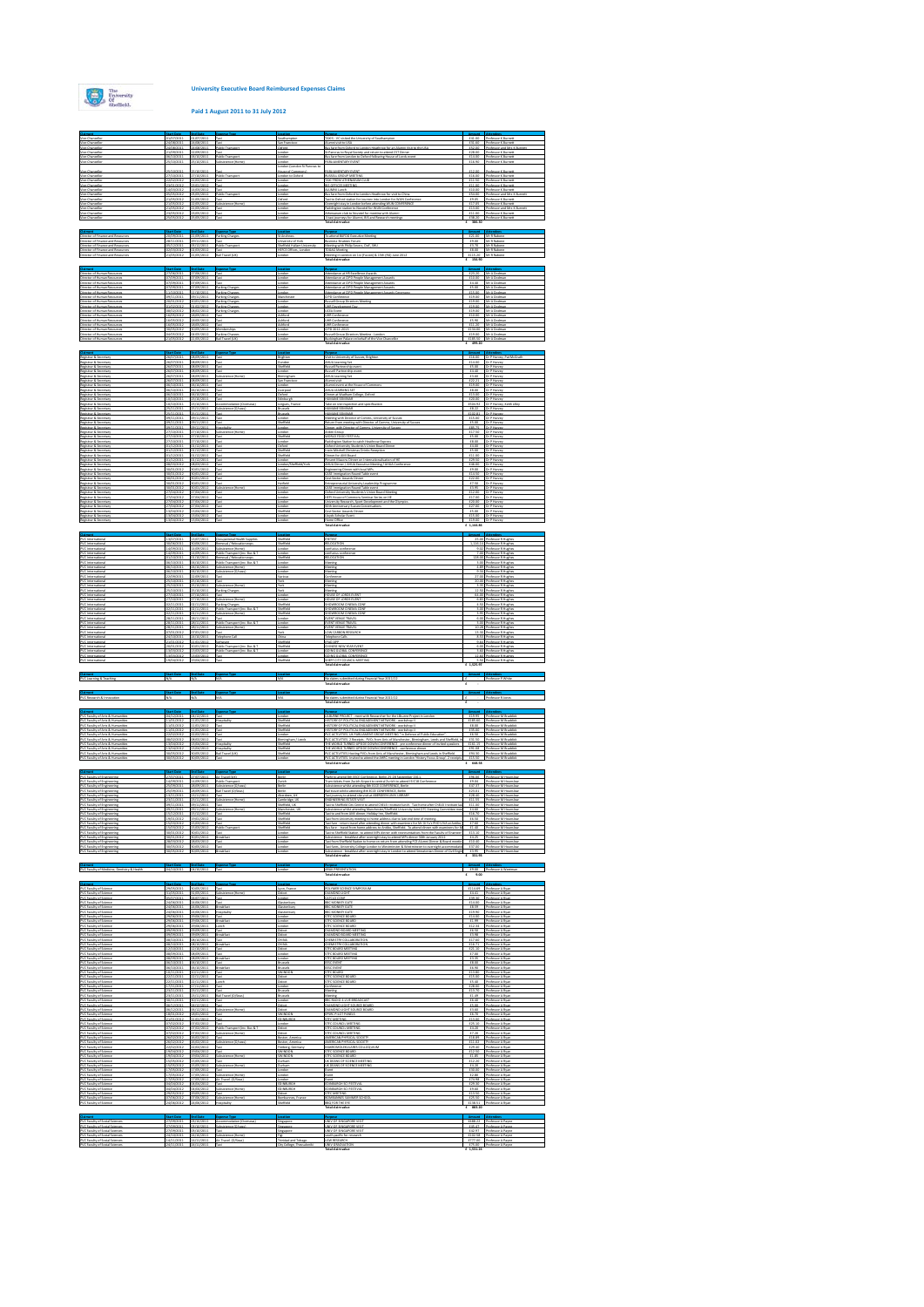The University Of Sheffield.

# University Executive Board Reimbursed Expenses Claims

## Paid 1 August 2011 to 31 July 2012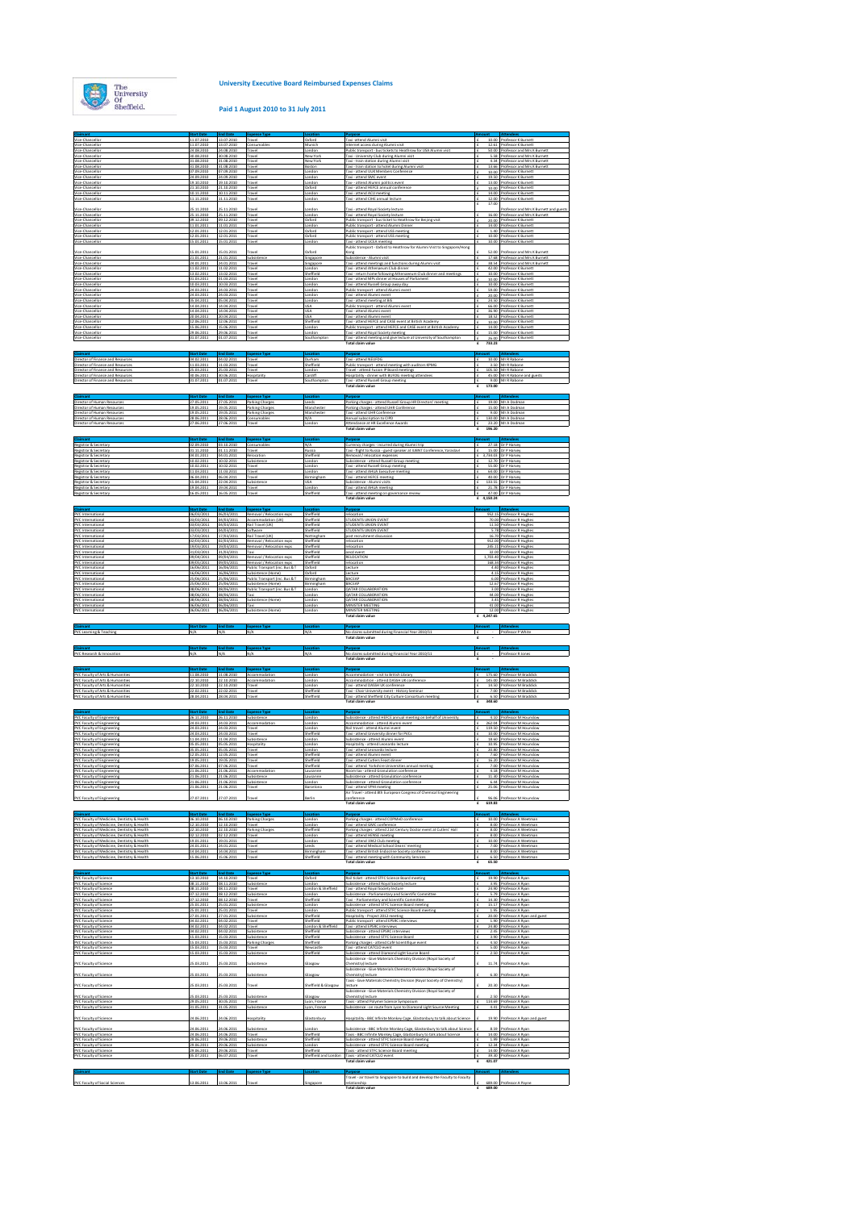# University Executive Board Reimbursed Expenses Claims

## Paid 1 August 2010 to 31 July 2011

| Claimant | Start Date | End Date | Expense Type | Location | Purpose | Amount | Attendees |
|---|---|---|---|---|---|---|---|
| Vice-Chancellor | 13.07.2010 | 13.07.2010 | Travel | Oxford | Taxi - attend Alumni visit | £ 10.00 | Professor K Burnett |
| Vice-Chancellor | 13.07.2010 | 13.07.2010 | Consumables | Munich | Internet access during Alumni visit | £ 12.61 | Professor K Burnett |
| Vice-Chancellor | 28.08.2010 | 28.08.2010 | Travel | London | Public transport - bus tickets to Heathrow for USA Alumni visit | £ 50.00 | Professor and Mrs K Burnett |
| Vice-Chancellor | 30.08.2010 | 31.08.2010 | Travel | New York | Taxi - University Club during Alumni visit | £ 5.58 | Professor and Mrs K Burnett |
| Vice-Chancellor | 31.08.2010 | 31.08.2010 | Travel | New York | Taxi - train station during Alumni visit | £ 4.34 | Professor and Mrs K Burnett |
| Vice-Chancellor | 31.08.2010 | 31.08.2010 | Travel | Boston | Taxi - train station to hotel during Alumni visit | £ 13.66 | Professor and Mrs K Burnett |
| Vice-Chancellor | 07.09.2010 | 07.09.2010 | Travel | London | Taxi - attend UUK Members Conference | £ 10.00 | Professor K Burnett |
| Vice-Chancellor | 24.09.2010 | 24.09.2010 | Travel | London | Taxi - attend SMC event | £ 34.50 | Professor K Burnett |
| Vice-Chancellor | 19.10.2010 | 19.10.2010 | Travel | London | Taxi - attend Alumni politics event | £ 13.00 | Professor K Burnett |
| Vice-Chancellor | 11.10.2010 | 11.10.2010 | Travel | Oxford | Taxi - attend HEFCE annual conference | £ 10.00 | Professor K Burnett |
| Vice-Chancellor | 10.11.2010 | 10.11.2010 | Travel | London | Taxi - attend ACU meeting | £ 19.00 | Professor K Burnett |
| Vice-Chancellor | 11.11.2010 | 11.11.2010 | Travel | London | Taxi - attend CBIS annual lecture | £ 12.00 | Professor K Burnett |
| Vice-Chancellor | 25.11.2010 | 25.11.2010 | Travel | London | Taxi - attend Royal Society lecture | £ 17.00 | Professor and Mrs K Burnett and guests |
| Vice-Chancellor | 25.11.2010 | 25.11.2010 | Travel | London | Taxi - attend Royal Society lecture | £ 16.00 | Professor and Mrs K Burnett |
| Vice-Chancellor | 09.12.2010 | 09.12.2010 | Travel | Oxford | Public transport - bus ticket to Heathrow for Beijing visit | £ 20.00 | Professor K Burnett |
| Vice-Chancellor | 11.01.2011 | 11.01.2011 | Travel | London | Public transport - attend Alumni Dinner | £ 14.00 | Professor K Burnett |
| Vice-Chancellor | 12.01.2011 | 12.01.2011 | Travel | Oxford | Public transport - attend USS meeting | £ 5.30 | Professor K Burnett |
| Vice-Chancellor | 12.01.2011 | 12.01.2011 | Travel | Oxford | Public transport - attend USS meeting | £ 30.00 | Professor K Burnett |
| Vice-Chancellor | 15.01.2011 | 15.01.2011 | Travel | London | Taxi - attend UCEA meeting | £ 10.00 | Professor K Burnett |
| Vice-Chancellor | 15.01.2011 | 15.01.2011 | Travel | Oxford | Public transport - Oxford to Heathrow for Alumni Visit to Singapore/Hong Kong | £ 52.00 | Professor and Mrs K Burnett |
| Vice-Chancellor | 21.01.2011 | 21.01.2011 | Subsistence | Singapore | Subsistence - Alumni visit | £ 17.68 | Professor and Mrs K Burnett |
| Vice-Chancellor | 24.01.2011 | 24.01.2011 | Travel | Singapore | Taxi - attend meetings and functions during Alumni visit | £ 48.54 | Professor and Mrs K Burnett |
| Vice-Chancellor | 11.02.2011 | 11.02.2011 | Travel | London | Taxi - attend Athenaeum Club dinner | £ 42.00 | Professor K Burnett |
| Vice-Chancellor | 13.02.2011 | 13.02.2011 | Travel | Sheffield | Taxi - return home following Athenaeum Club dinner and meetings | £ 10.00 | Professor K Burnett |
| Vice-Chancellor | 01.03.2011 | 01.03.2011 | Travel | London | Taxi - attend MPs dinner at Houses of Parliament | £ 10.00 | Professor K Burnett |
| Vice-Chancellor | 10.03.2011 | 10.03.2011 | Travel | London | Taxi - attend Russell Group away day | £ 10.00 | Professor K Burnett |
| Vice-Chancellor | 24.03.2011 | 24.03.2011 | Travel | London | Public transport - attend Alumni event | £ 59.00 | Professor K Burnett |
| Vice-Chancellor | 29.03.2011 | 29.03.2011 | Travel | London | Taxi - attend Alumni event | £ 20.00 | Professor K Burnett |
| Vice-Chancellor | 05.04.2011 | 05.04.2011 | Travel | London | Taxi - attend meeting at BIS | £ 24.50 | Professor K Burnett |
| Vice-Chancellor | 14.04.2011 | 14.04.2011 | Travel | USA | Public transport - attend Alumni event | £ 66.00 | Professor K Burnett |
| Vice-Chancellor | 14.04.2011 | 14.04.2011 | Travel | USA | Taxi - attend Alumni event | £ 36.90 | Professor K Burnett |
| Vice-Chancellor | 20.04.2011 | 20.04.2011 | Travel | USA | Taxi - attend Alumni event | £ 18.52 | Professor K Burnett |
| Vice-Chancellor | 12.05.2011 | 12.05.2011 | Travel | Sheffield | Taxi - attend HEFCE and CASE event at British Academy | £ 10.00 | Professor K Burnett |
| Vice-Chancellor | 29.06.2011 | 29.06.2011 | Travel | London | Public transport - attend HEFCE and CASE event at British Academy | £ 14.00 | Professor K Burnett |
| Vice-Chancellor | 29.06.2011 | 29.06.2011 | Travel | London | Taxi - attend Royal Society meeting | £ 15.00 | Professor K Burnett |
| Vice-Chancellor | 01.07.2011 | 01.07.2011 | Travel | Southampton | Taxi - attend meeting and give lecture at University of Southampton | £ 26.30 | Professor K Burnett |
| | | | | | **Total claim value** | **£ 733.23** | |

| Claimant | Start Date | End Date | Expense Type | Location | Purpose | Amount | Attendees |
|---|---|---|---|---|---|---|---|
| Director of Finance and Resources | 04.02.2011 | 04.02.2011 | Travel | Durham | Taxi - attend NEUFDG | £ 10.00 | Mr R Rabone |
| Director of Finance and Resources | 11.03.2011 | 11.03.2011 | Travel | Sheffield | Parking charges - attend meeting with auditors KPMG | £ 3.50 | Mr R Rabone |
| Director of Finance and Resources | 15.03.2011 | 15.03.2011 | Travel | London | Travel - attend Fusion IP Board meetings | £ 105.50 | Mr R Rabone |
| Director of Finance and Resources | 30.06.2011 | 30.06.2011 | Hospitality | Cardiff | Hospitality - dinner with BUFDG meeting attendees | £ 45.00 | Mr R Rabone and guests |
| Director of Finance and Resources | 01.07.2011 | 01.07.2011 | Travel | Southampton | Taxi - attend Russell Group meeting | £ 9.00 | Mr R Rabone |
| | | | | | **Total claim value** | **£ 173.00** | |

| Claimant | Start Date | End Date | Expense Type | Location | Purpose | Amount | Attendees |
|---|---|---|---|---|---|---|---|
| Director of Human Resources | 27.05.2011 | 27.05.2011 | Parking Charges | Leeds | Parking charges - attend Russell Group HR Directors' meeting | £ 19.00 | Mr A Dodman |
| Director of Human Resources | 19.05.2011 | 19.05.2011 | Parking Charges | Manchester | Parking charges - attend UHR conference | £ 15.00 | Mr A Dodman |
| Director of Human Resources | 19.05.2011 | 19.05.2011 | Parking Charges | Manchester | Taxi - attend UHR Conference | £ 9.00 | Mr A Dodman |
| Director of Human Resources | 28.06.2011 | 28.06.2011 | Consumables | N/A | Annual subscription to CIPD | £ 130.00 | Mr A Dodman |
| Director of Human Resources | 27.06.2011 | 27.06.2011 | Travel | London | Attendance at HR Excellence Awards | £ 23.20 | Mr A Dodman |
| | | | | | **Total claim value** | **£ 196.20** | |

| Claimant | Start Date | End Date | Expense Type | Location | Purpose | Amount | Attendees |
|---|---|---|---|---|---|---|---|
| Registrar & Secretary | 02.09.2010 | 03.10.2010 | Consumables | N/A | Currency charges - incurred during Alumni trip | £ 27.18 | Dr P Harvey |
| Registrar & Secretary | 01.11.2010 | 01.11.2010 | Travel | Russia | Taxi - flight to Russia - guest speaker at IIBNT Conference, Yaroslavl | £ 15.00 | Dr P Harvey |
| Registrar & Secretary | 04.01.2011 | 04.01.2011 | Relocation | Sheffield | Removal / relocation expenses | £ 8,739.03 | Dr P Harvey |
| Registrar & Secretary | 10.02.2011 | 10.02.2011 | Subsistence | London | Subsistence - attend Russell Group meeting | £ 12.70 | Dr P Harvey |
| Registrar & Secretary | 10.02.2011 | 10.02.2011 | Travel | London | Taxi - attend Russell Group meeting | £ 55.00 | Dr P Harvey |
| Registrar & Secretary | 12.03.2011 | 11.03.2011 | Travel | London | Taxi - attend AHUA Executive meeting | £ 64.00 | Dr P Harvey |
| Registrar & Secretary | 06.04.2011 | 06.04.2011 | Travel | Birmingham | Taxi - attend HEFCE meeting | £ 40.00 | Dr P Harvey |
| Registrar & Secretary | 15.04.2011 | 22.04.2011 | Subsistence | USA | Subsistence - Alumni visits | £ 124.55 | Dr P Harvey |
| Registrar & Secretary | 19.04.2011 | 19.04.2011 | Travel | London | Taxi - attend AHUA meeting | £ 21.78 | Dr P Harvey |
| Registrar & Secretary | 16.05.2011 | 16.05.2011 | Travel | Sheffield | Taxi - attend meeting on governance review | £ 47.00 | Dr P Harvey |
| | | | | | **Total claim value** | **£ 9,150.24** | |

| Claimant | Start Date | End Date | Expense Type | Location | Purpose | Amount | Attendees |
|---|---|---|---|---|---|---|---|
| PVC International | 04/03/2011 | 06/03/2011 | Removal / Relocation exps | Sheffield | relocation | 952.18 | Professor R Hughes |
| PVC International | 03/03/2011 | 03/03/2011 | Accommodation (UK) | Sheffield | STUDENTS UNION EVENT | 70.00 | Professor R Hughes |
| PVC International | 03/03/2011 | 03/03/2011 | Rail Travel (UK) | Sheffield | STUDENTS UNION EVENT | 11.60 | Professor R Hughes |
| PVC International | 03/03/2011 | 03/03/2011 | Software | Sheffield | STUDENTS UNION EVENT | 5.70 | Professor R Hughes |
| PVC International | 17/03/2011 | 17/03/2011 | Rail Travel (UK) | Nottingham | post recruitment discussion | 16.70 | Professor R Hughes |
| PVC International | 02/03/2011 | 02/03/2011 | Removal / Relocation exps | Sheffield | relocation | 912.00 | Professor R Hughes |
| PVC International | 19/03/2011 | 19/03/2011 | Removal / Relocation exps | Sheffield | relocation | 245.11 | Professor R Hughes |
| PVC International | 31/03/2011 | 31/03/2011 | Taxi | Sheffield | post event | 32.00 | Professor R Hughes |
| PVC International | 09/04/2011 | 09/04/2011 | Removal / Relocation exps | Sheffield | RELOCATION | 3,703.40 | Professor R Hughes |
| PVC International | 09/05/2011 | 09/05/2011 | Removal / Relocation exps | Sheffield | relocation | 168.20 | Professor R Hughes |
| PVC International | 16/06/2011 | 16/06/2011 | Public Transport (inc. Bus & T | Oxford | Lecture | 4.40 | Professor R Hughes |
| PVC International | 16/06/2011 | 16/06/2011 | Subsistence (Home) | Oxford | Lecture | 4.10 | Professor R Hughes |
| PVC International | 25/06/2011 | 25/06/2011 | Public Transport (inc. Bus & T | Birmingham | BACEAP | 6.00 | Professor R Hughes |
| PVC International | 25/06/2011 | 25/06/2011 | Subsistence (Home) | Birmingham | BACEAP | 12.67 | Professor R Hughes |
| PVC International | 08/06/2011 | 08/06/2011 | Public Transport (inc. Bus & T | London | QATAR COLLABORATION | 3.00 | Professor R Hughes |
| PVC International | 08/06/2011 | 08/06/2011 | Taxi | London | QATAR COLLABORATION | 44.00 | Professor R Hughes |
| PVC International | 08/06/2011 | 08/06/2011 | Subsistence (Home) | London | QATAR COLLABORATION | 3.45 | Professor R Hughes |
| PVC International | 06/06/2011 | 06/06/2011 | Taxi | London | MINISTER MEETING | 41.00 | Professor R Hughes |
| PVC International | 06/06/2011 | 06/06/2011 | Subsistence (Home) | London | MINISTER MEETING | 12.00 | Professor R Hughes |
| | | | | | **Total claim value** | **£ 6,247.46** | |

| Claimant | Start Date | End Date | Expense Type | Location | Purpose | Amount | Attendees |
|---|---|---|---|---|---|---|---|
| PVC Learning & Teaching | N/A | N/A | N/A | N/A | No claims submitted during Financial Year 2010/11 | £ - | Professor P White |
| | | | | | **Total claim value** | **£ -** | |

| Claimant | Start Date | End Date | Expense Type | Location | Purpose | Amount | Attendees |
|---|---|---|---|---|---|---|---|
| PVC Research & Innovation | N/A | N/A | N/A | N/A | No claims submitted during Financial Year 2010/11 | £ - | Professor R Jones |
| | | | | | **Total claim value** | **£ -** | |

| Claimant | Start Date | End Date | Expense Type | Location | Purpose | Amount | Attendees |
|---|---|---|---|---|---|---|---|
| PVC Faculty of Arts & Humanities | 11.08.2010 | 11.08.2010 | Accommodation | London | Accommodation - visit to British Library | £ 175.40 | Professor M Braddick |
| PVC Faculty of Arts & Humanities | 22.10.2010 | 22.10.2010 | Accommodation | London | Accommodation - attend DASSH UK conference | £ 145.00 | Professor M Braddick |
| PVC Faculty of Arts & Humanities | 22.10.2010 | 22.10.2010 | Travel | London | Taxi - attend DASSH UK conference | £ 14.50 | Professor M Braddick |
| PVC Faculty of Arts & Humanities | 22.02.2011 | 22.02.2011 | Travel | Sheffield | Taxi - Chair University event - History Seminar | £ 7.00 | Professor M Braddick |
| PVC Faculty of Arts & Humanities | 28.04.2011 | 28.04.2011 | Travel | Sheffield | Taxi - attend Sheffield City Culture Consortium meeting | £ 6.50 | Professor M Braddick |
| | | | | | **Total claim value** | **£ 348.40** | |

| Claimant | Start Date | End Date | Expense Type | Location | Purpose | Amount | Attendees |
|---|---|---|---|---|---|---|---|
| PVC Faculty of Engineering | 16.11.2010 | 16.11.2010 | Subsistence | London | Subsistence - attend HEFCE annual meeting on behalf of University | £ 8.10 | Professor M Hounslow |
| PVC Faculty of Engineering | 24.03.2011 | 24.03.2011 | Accommodation | London | Accommodation - attend Alumni event | £ 262.04 | Professor M Hounslow |
| PVC Faculty of Engineering | 24.03.2011 | 24.03.2011 | Travel | London | Rail travel - attend Alumni event | £ 119.40 | Professor M Hounslow |
| PVC Faculty of Engineering | 04.03.2011 | 04.03.2011 | Travel | Sheffield | Taxi - attend University dinner for PVCs | £ 10.00 | Professor M Hounslow |
| PVC Faculty of Engineering | 11.04.2011 | 11.04.2011 | Subsistence | London | Subsistence - attend Alumni event | £ 38.60 | Professor M Hounslow |
| PVC Faculty of Engineering | 05.05.2011 | 05.05.2011 | Hospitality | London | Hospitality - attend Leonardo lecture | £ 10.95 | Professor M Hounslow |
| PVC Faculty of Engineering | 05.05.2011 | 05.05.2011 | Travel | London | Taxi - attend Leonardo lecture | £ 20.80 | Professor M Hounslow |
| PVC Faculty of Engineering | 12.05.2011 | 12.05.2011 | Travel | Sheffield | Taxi - attend Alumni event | £ 7.40 | Professor M Hounslow |
| PVC Faculty of Engineering | 19.05.2011 | 19.05.2011 | Travel | Sheffield | Taxi - attend Cutlers Feast dinner | £ 16.20 | Professor M Hounslow |
| PVC Faculty of Engineering | 07.06.2011 | 07.06.2011 | Travel | Sheffield | Taxi - attend Yorkshire Universities annual meeting | £ 7.00 | Professor M Hounslow |
| PVC Faculty of Engineering | 21.06.2011 | 21.06.2011 | Accommodation | Lausanne | Room tax - attend Granulation conference | £ 4.18 | Professor M Hounslow |
| PVC Faculty of Engineering | 21.06.2011 | 21.06.2011 | Subsistence | Lausanne | Subsistence - attend Granulation conference | £ 11.30 | Professor M Hounslow |
| PVC Faculty of Engineering | 21.06.2011 | 21.06.2011 | Subsistence | London | Subsistence - attend Granulation conference | £ 6.94 | Professor M Hounslow |
| PVC Faculty of Engineering | 21.06.2011 | 21.06.2011 | Travel | Barcelona | Taxi - attend VPM meeting | £ 25.06 | Professor M Hounslow |
| PVC Faculty of Engineering | 27.07.2011 | 27.07.2011 | Travel | Berlin | Air Travel - attend 8th European Congress of Chemical Engineering conference | £ 96.06 | Professor M Hounslow |
| | | | | | **Total claim value** | **£ 639.83** | |

| Claimant | Start Date | End Date | Expense Type | Location | Purpose | Amount | Attendees |
|---|---|---|---|---|---|---|---|
| PVC Faculty of Medicine, Dentistry & Health | 06.10.2010 | 06.10.2010 | Parking Charges | London | Parking charges - attend COPMeD conference | £ 10.00 | Professor A Weetman |
| PVC Faculty of Medicine, Dentistry & Health | 12.10.2010 | 12.10.2010 | Travel | London | Taxi - attend SARC conference | £ 8.00 | Professor A Weetman |
| PVC Faculty of Medicine, Dentistry & Health | 12.10.2010 | 12.10.2010 | Parking Charges | Sheffield | Parking charges - attend 21st Century Doctor event at Cutlers' Hall | £ 9.00 | Professor A Weetman |
| PVC Faculty of Medicine, Dentistry & Health | 02.12.2010 | 02.12.2010 | Travel | London | Taxi - attend HERSE meeting | £ 6.00 | Professor A Weetman |
| PVC Faculty of Medicine, Dentistry & Health | 19.01.2011 | 19.01.2011 | Travel | London | Taxi - attend 1942 Club meeting | £ 10.00 | Professor A Weetman |
| PVC Faculty of Medicine, Dentistry & Health | 19.01.2011 | 19.01.2011 | Travel | London | Taxi - attend Medical School Deans' meeting | £ 7.00 | Professor A Weetman |
| PVC Faculty of Medicine, Dentistry & Health | 14.04.2011 | 14.04.2011 | Travel | Birmingham | Taxi - attend British Endocrine Society conference | £ 8.00 | Professor A Weetman |
| PVC Faculty of Medicine, Dentistry & Health | 15.06.2011 | 15.06.2011 | Travel | Sheffield | Taxi - attend meeting with Community Services | £ 6.50 | Professor A Weetman |
| | | | | | **Total claim value** | **£ 66.50** | |

| Claimant | Start Date | End Date | Expense Type | Location | Purpose | Amount | Attendees |
|---|---|---|---|---|---|---|---|
| PVC Faculty of Science | 14.10.2010 | 14.10.2010 | Travel | Oxford | Rail ticket - attend STFC Science Board meeting | £ 19.90 | Professor A Ryan |
| PVC Faculty of Science | 08.11.2010 | 08.11.2010 | Subsistence | London | Subsistence - attend Royal Society lecture | £ 3.95 | Professor A Ryan |
| PVC Faculty of Science | 08.11.2010 | 08.11.2010 | Travel | London & Sheffield | Taxi - attend Royal Society lecture | £ 24.90 | Professor A Ryan |
| PVC Faculty of Science | 07.12.2010 | 08.12.2010 | Subsistence | London | Subsistence - Parliamentary and Scientific Committee | £ 5.79 | Professor A Ryan |
| PVC Faculty of Science | 07.12.2010 | 08.12.2010 | Travel | London | Taxi - Parliamentary and Scientific Committee | £ 14.30 | Professor A Ryan |
| PVC Faculty of Science | 25.01.2011 | 25.01.2011 | Subsistence | London | Subsistence - attend STFC Science Board meeting | £ 16.17 | Professor A Ryan |
| PVC Faculty of Science | 25.01.2011 | 25.01.2011 | Travel | London | Public transport - attend STFC Science Board meeting | £ 1.95 | Professor A Ryan |
| PVC Faculty of Science | 27.01.2011 | 27.01.2011 | Subsistence | Sheffield | Hospitality - Project 2012 meeting | £ 20.00 | Professor A Ryan and guest |
| PVC Faculty of Science | 04.02.2011 | 04.02.2011 | Travel | Sheffield | Public transport - attend EPSRC interviews | £ 1.90 | Professor A Ryan |
| PVC Faculty of Science | 04.02.2011 | 04.02.2011 | Travel | London & Sheffield | Taxi - attend EPSRC interviews | £ 25.80 | Professor A Ryan |
| PVC Faculty of Science | 04.02.2011 | 04.02.2011 | Subsistence | Sheffield | Subsistence - attend EPSRC interviews | £ 2.95 | Professor A Ryan |
| PVC Faculty of Science | 15.03.2011 | 15.03.2011 | Subsistence | Sheffield | Subsistence - attend STFC Science Board | £ 3.90 | Professor A Ryan |
| PVC Faculty of Science | 15.03.2011 | 15.03.2011 | Parking Charges | Sheffield | Parking charges - attend Cp5E Science Board event | £ 4.50 | Professor A Ryan |
| PVC Faculty of Science | 15.03.2011 | 15.03.2011 | Travel | Newcastle | Taxi - attend CATCLO event | £ 5.00 | Professor A Ryan |
| PVC Faculty of Science | 15.03.2011 | 15.03.2011 | Subsistence | Sheffield | Subsistence - attend Diamond Light Source Board | £ 2.50 | Professor A Ryan |
| PVC Faculty of Science | 25.03.2011 | 25.03.2011 | Subsistence | Glasgow | Subsistence - Give Materials Chemistry Division (Royal Society of Chemistry) lecture | £ 11.74 | Professor A Ryan |
| PVC Faculty of Science | 25.03.2011 | 25.03.2011 | Subsistence | Glasgow | Subsistence - Give Materials Chemistry Division (Royal Society of Chemistry) lecture | £ 6.30 | Professor A Ryan |
| PVC Faculty of Science | 25.03.2011 | 25.03.2011 | Travel | Sheffield & Glasgow | Taxis - Give Materials Chemistry Division (Royal Society of Chemistry) lecture | £ 20.30 | Professor A Ryan |
| PVC Faculty of Science | 25.03.2011 | 25.03.2011 | Subsistence | Glasgow | Subsistence - Give Materials Chemistry Division (Royal Society of Chemistry) lecture | £ 2.50 | Professor A Ryan |
| PVC Faculty of Science | 29.05.2011 | 30.05.2011 | Travel | Lyon, France | Taxis - attend Polymer Science Symposium | £ 114.60 | Professor A Ryan |
| PVC Faculty of Science | 31.05.2011 | 31.05.2011 | Subsistence | Lyon, France | Subsistence - on route from Lyon to Diamond Light Source Meeting | £ 4.41 | Professor A Ryan |
| PVC Faculty of Science | 24.06.2011 | 24.06.2011 | Hospitality | Glastonbury | Hospitality - BBC Infinite Monkey Cage, Glastonbury to talk about Science | £ 19.90 | Professor A Ryan and guest |
| PVC Faculty of Science | 24.06.2011 | 24.06.2011 | Subsistence | London | Subsistence - BBC Infinite Monkey Cage, Glastonbury to talk about Science | £ 8.59 | Professor A Ryan |
| PVC Faculty of Science | 24.06.2011 | 25.06.2011 | Travel | Sheffield | Taxis - BBC Infinite Monkey Cage, Glastonbury to talk about Science | £ 14.00 | Professor A Ryan |
| PVC Faculty of Science | 29.06.2011 | 29.06.2011 | Subsistence | Sheffield | Subsistence - attend STFC Science Board meeting | £ 5.99 | Professor A Ryan |
| PVC Faculty of Science | 29.06.2011 | 29.06.2011 | Subsistence | London | Subsistence - attend STFC Science Board meeting | £ 12.34 | Professor A Ryan |
| PVC Faculty of Science | 29.06.2011 | 29.06.2011 | Travel | Sheffield | Taxis - attend STFC Science Board meeting | £ 14.00 | Professor A Ryan |
| PVC Faculty of Science | 05.07.2011 | 06.07.2011 | Travel | Sheffield and London | Taxis - attend CATCLO event | £ 34.35 | Professor A Ryan |
| | | | | | **Total claim value** | **£ 421.37** | |

| Claimant | Start Date | End Date | Expense Type | Location | Purpose | Amount | Attendees |
|---|---|---|---|---|---|---|---|
| PVC Faculty of Social Sciences | 13.06.2011 | 13.06.2011 | Travel | Singapore | Travel - air travel to Singapore to build and develop the Faculty to Faculty relationship | £ 609.00 | Professor A Payne |
| | | | | | **Total claim value** | **£ 609.00** | |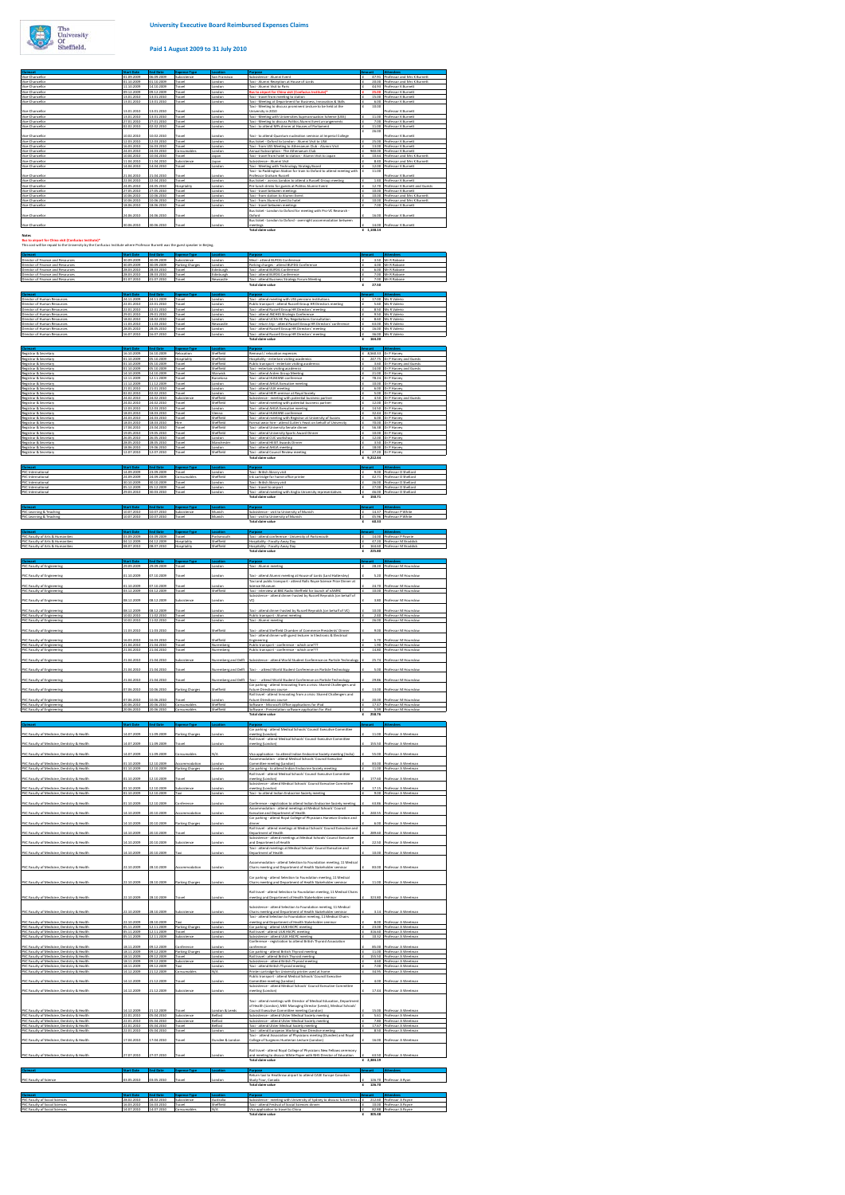# University Executive Board Reimbursed Expenses Claims

## Paid 1 August 2009 to 31 July 2010

| Claimant | Start Date | End Date | Expense Type | Location | Purpose | Amount | Attendees |
|---|---|---|---|---|---|---|---|
| Vice Chancellor | 01.09.2009 | 08.09.2009 | Subsistence | San Francisco | Subsistence - Alumni Event | £ 47.95 | Professor and Mrs K Burnett |
| Vice Chancellor | 01.10.2009 | 01.10.2009 | Taxi | London | Taxi - Alumni Reception at House of Lords | £ 20.00 | Professor and Mrs K Burnett |
| Vice Chancellor | 11.10.2009 | 14.10.2009 | Travel | London | Taxi - Alumni Visit to Paris | £ 64.94 | Professor K Burnett |
| Vice Chancellor | 09.12.2009 | 09.12.2009 | Travel | London | Bus to airport for China visit (Confucius Institute)* | £ 25.00 | Professor K Burnett |
| Vice Chancellor | 13.01.2010 | 13.01.2010 | Travel | London | Taxi - travel from meeting to station | £ 15.00 | Professor K Burnett |
| Vice Chancellor | 13.01.2010 | 13.01.2010 | Travel | London | Taxi - Meeting at Department for Business, Innovation & Skills | £ 6.00 | Professor K Burnett |
| Vice Chancellor | 13.01.2010 | 13.01.2010 | Travel | London | Taxi - Meeting to discuss prominent lecturers to be held at the University in 2010 | £ 10.00 | Professor K Burnett |
| Vice Chancellor | 13.01.2010 | 13.01.2010 | Travel | London | Taxi - Meeting with Universities Superannuation Scheme (USS) | £ 11.00 | Professor K Burnett |
| Vice Chancellor | 27.01.2010 | 27.01.2010 | Travel | London | Taxi - Meeting to discuss Politics Alumni Event arrangements | £ 7.00 | Professor K Burnett |
| Vice Chancellor | 02.02.2010 | 02.02.2010 | Travel | London | Taxi - to attend MPs dinner at Houses of Parliament | £ 11.00 | Professor K Burnett |
| Vice Chancellor | 10.02.2010 | 10.02.2010 | Travel | London | Taxi - to attend Quantum excitation seminar at Imperial College | £ 28.00 | Professor K Burnett |
| Vice Chancellor | 12.03.2010 | 12.03.2010 | Travel | London | Bus ticket - Oxford to London - Alumni Visit to USA | £ 25.00 | Professor K Burnett |
| Vice Chancellor | 16.03.2010 | 16.03.2010 | Travel | London | Taxi - from USS Meeting to Athenaeum Club - Alumni Visit | £ 13.00 | Professor K Burnett |
| Vice Chancellor | 24.03.2010 | 24.03.2010 | Consumables | London | Annual Subscription - The Athenaeum Club | £ 900.00 | Professor K Burnett |
| Vice Chancellor | 10.04.2010 | 11.04.2010 | Travel | Japan | Taxi - travel from hotel to station - Alumni Visit to Japan | £ 43.56 | Professor and Mrs K Burnett |
| Vice Chancellor | 11.04.2010 | 11.04.2010 | Subsistence | Japan | Subsistence - Alumni Visit | £ 8.00 | Professor and Mrs K Burnett |
| Vice Chancellor | 14.04.2010 | 14.04.2010 | Travel | London | Taxi - Meeting with Technology Strategy Board | £ 12.00 | Professor K Burnett |
| Vice Chancellor | 21.04.2010 | 21.04.2010 | Travel | London | Taxi - to Paddington Station for train to Oxford to attend meeting with Professor Graham Russell | £ 11.00 | Professor K Burnett |
| Vice Chancellor | 22.04.2010 | 22.04.2010 | Travel | London | Bus ticket - across London to attend a Russell Group meeting | £ 1.40 | Professor K Burnett |
| Vice Chancellor | 24.05.2010 | 24.05.2010 | Hospitality | London | Pre-lunch drinks for guests at Politics Alumni Event | £ 12.70 | Professor K Burnett and Guests |
| Vice Chancellor | 27.05.2010 | 27.05.2010 | Travel | London | Taxi - travel between meetings | £ 10.00 | Professor K Burnett |
| Vice Chancellor | 10.06.2010 | 10.06.2010 | Travel | London | Taxi - from station to Alumni Event | £ 10.00 | Professor and Mrs K Burnett |
| Vice Chancellor | 10.06.2010 | 10.06.2010 | Travel | London | Taxi - from Alumni Event to hotel | £ 10.00 | Professor and Mrs K Burnett |
| Vice Chancellor | 18.06.2010 | 18.06.2010 | Travel | London | Taxi - travel between meetings | £ 7.00 | Professor K Burnett |
| Vice Chancellor | 24.06.2010 | 24.06.2010 | Travel | London | Bus ticket - London to Oxford for meeting with Pro-VC Research Oxford | £ 16.00 | Professor K Burnett |
| Vice Chancellor | 30.06.2010 | 30.06.2010 | Travel | London | Bus ticket - London to Oxford - overnight accommodation between meetings | £ 14.00 | Professor K Burnett |
| | | | | | **Total claim value** | **£ 1,338.14** | |

**Notes:**
**Bus to airport for China visit (Confucius Institute)***
This cost will be repaid to the University by the Confucius Institute where Professor Burnett was the guest speaker in Beijing.

| Claimant | Start Date | End Date | Expense Type | Location | Purpose | Amount | Attendees |
|---|---|---|---|---|---|---|---|
| Director of Finance and Resources | 30.09.2009 | 30.09.2009 | Subsistence | London | Meal - attend BUFDG Conference | £ 3.50 | Mr R Rabone |
| Director of Finance and Resources | 30.09.2009 | 30.09.2009 | Parking Charges | London | Parking charges - attend BUFDG Conference | £ 4.00 | Mr R Rabone |
| Director of Finance and Resources | 29.03.2010 | 28.03.2010 | Travel | Edinburgh | Taxi - attend BUFDG Conference | £ 6.00 | Mr R Rabone |
| Director of Finance and Resources | 29.03.2010 | 29.03.2010 | Travel | Edinburgh | Taxi - attend BUFDG Conference | £ 7.00 | Mr R Rabone |
| Director of Finance and Resources | 01.07.2010 | 01.07.2010 | Travel | Newcastle | Taxi - attend Business Strategy Forum Meeting | £ 7.00 | Mr R Rabone |
| | | | | | **Total claim value** | **£ 27.50** | |

| Claimant | Start Date | End Date | Expense Type | Location | Purpose | Amount | Attendees |
|---|---|---|---|---|---|---|---|
| Director of Human Resources | 24.11.2009 | 24.11.2009 | Travel | London | Taxi - attend meeting with UUK pensions institutions | £ 17.00 | Ms R Valerio |
| Director of Human Resources | 22.01.2010 | 22.01.2010 | Travel | London | Public transport - attend Russell Group HR Directors meeting | £ 5.60 | Ms R Valerio |
| Director of Human Resources | 22.01.2010 | 22.01.2010 | Travel | London | Taxi - attend Russell Group HR Directors' meeting | £ 8.50 | Ms R Valerio |
| Director of Human Resources | 29.01.2010 | 29.01.2010 | Travel | London | Taxi - attend JNCHES Strategy Conference | £ 8.50 | Ms R Valerio |
| Director of Human Resources | 18.02.2010 | 18.02.2010 | Travel | London | Taxi - attend UCEA HE Pay Negotiations Consultation | £ 8.60 | Ms R Valerio |
| Director of Human Resources | 11.03.2010 | 11.03.2010 | Travel | Newcastle | Taxi - return trip - attend Russell Group HR Directors' conference | £ 60.00 | Ms R Valerio |
| Director of Human Resources | 28.05.2010 | 28.05.2010 | Travel | London | Taxi - attend Russell Group HR Directors' meeting | £ 18.00 | Ms R Valerio |
| Director of Human Resources | 16.07.2010 | 16.07.2010 | Travel | London | Taxi - attend Russell Group HR Directors' meeting | £ 38.00 | Ms R Valerio |
| | | | | | **Total claim value** | **£ 164.20** | |

| Claimant | Start Date | End Date | Expense Type | Location | Purpose | Amount | Attendees |
|---|---|---|---|---|---|---|---|
| Registrar & Secretary | 16.10.2009 | 16.10.2009 | Relocation | Sheffield | Removal / relocation expenses | £ 8,960.33 | Dr P Harvey |
| Registrar & Secretary | 01.10.2009 | 01.10.2009 | Hospitality | Sheffield | Hospitality - entertain visiting academics | £ 267.75 | Dr P Harvey and Guests |
| Registrar & Secretary | 01.10.2009 | 01.10.2009 | Travel | Sheffield | Public transport - entertain visiting academics | £ 3.60 | Dr P Harvey and Guests |
| Registrar & Secretary | 01.10.2009 | 01.10.2009 | Travel | Sheffield | Taxi - entertain visiting academics | £ 14.00 | Dr P Harvey and Guests |
| Registrar & Secretary | 16.10.2009 | 16.10.2009 | Travel | Warwick | Taxi - attend Arkwright Group Meeting | £ 21.00 | Dr P Harvey |
| Registrar & Secretary | 11.11.2009 | 11.11.2009 | Travel | Barcelona | Taxi - attend HUMANE conference | £ 78.24 | Dr P Harvey |
| Registrar & Secretary | 11.12.2009 | 11.12.2009 | Travel | London | Taxi - attend AHUA Executive meeting | £ 10.00 | Dr P Harvey |
| Registrar & Secretary | 21.01.2010 | 21.01.2010 | Travel | London | Taxi - attend UUK meeting | £ 6.00 | Dr P Harvey |
| Registrar & Secretary | 02.02.2010 | 02.02.2010 | Travel | London | Taxi - attend HEPI seminar at Royal Society | £ 6.00 | Dr P Harvey |
| Registrar & Secretary | 24.02.2010 | 24.02.2010 | Subsistence | Sheffield | Subsistence - meeting with potential business partner | £ 3.50 | Dr P Harvey and Guests |
| Registrar & Secretary | 24.02.2010 | 24.02.2010 | Travel | Sheffield | Taxi - attend meeting with potential business partner | £ 12.00 | Dr P Harvey |
| Registrar & Secretary | 12.03.2010 | 12.03.2010 | Travel | London | Taxi - attend AHUA Executive meeting | £ 14.54 | Dr P Harvey |
| Registrar & Secretary | 18.03.2010 | 18.03.2010 | Travel | Vienna | Taxi - attend HUMANE conference | £ 52.40 | Dr P Harvey |
| Registrar & Secretary | 18.03.2010 | 18.03.2010 | Travel | Sheffield | Taxi - attend meeting with Registrar at University of Sussex | £ 8.00 | Dr P Harvey |
| Registrar & Secretary | 16.03.2010 | 16.03.2010 | Hire | Sheffield | Formal wear hire - attend Cutlers' Feast on behalf of University | £ 70.00 | Dr P Harvey |
| Registrar & Secretary | 17.04.2010 | 17.04.2010 | Travel | Sheffield | Taxi - attend University Senate dinner | £ 16.30 | Dr P Harvey |
| Registrar & Secretary | 19.05.2010 | 19.05.2010 | Travel | Sheffield | Taxi - attend University Sports Awards Dinner | £ 10.00 | Dr P Harvey |
| Registrar & Secretary | 26.05.2010 | 26.05.2010 | Travel | London | Taxi - attend CUC workshop | £ 12.00 | Dr P Harvey |
| Registrar & Secretary | 28.05.2010 | 28.05.2010 | Travel | Manchester | Taxi - attend HESIT Awards Dinner | £ 3.50 | Dr P Harvey |
| Registrar & Secretary | 18.06.2010 | 18.06.2010 | Travel | London | Taxi - attend AHUA meeting | £ 18.00 | Dr P Harvey |
| Registrar & Secretary | 12.07.2010 | 12.07.2010 | Travel | Sheffield | Taxi - attend Council Review meeting | £ 27.32 | Dr P Harvey |
| | | | | | **Total claim value** | **£ 9,212.64** | |

| Claimant | Start Date | End Date | Expense Type | Location | Purpose | Amount | Attendees |
|---|---|---|---|---|---|---|---|
| PVC International | 14.09.2009 | 14.09.2009 | Travel | London | Taxi - British library visit | £ 9.00 | Professor O Sheffield |
| PVC International | 14.09.2009 | 14.09.2009 | Consumables | Sheffield | Ink cartridge for home office printer | £ 42.71 | Professor O Sheffield |
| PVC International | 30.10.2009 | 30.10.2009 | Travel | London | Taxi - British library visit | £ 26.00 | Professor O Sheffield |
| PVC International | 05.12.2009 | 05.12.2009 | Travel | London | Taxi - travel to airport | £ 17.00 | Professor O Sheffield |
| PVC International | 29.03.2010 | 30.03.2010 | Travel | London | Taxi - attend meeting with Anglia University representatives | £ 44.00 | Professor O Sheffield |
| | | | | | **Total claim value** | **£ 138.71** | |

| Claimant | Start Date | End Date | Expense Type | Location | Purpose | Amount | Attendees |
|---|---|---|---|---|---|---|---|
| PVC Learning & Teaching | 10.07.2010 | 10.07.2010 | Subsistence | Munich | Subsistence - visit to University of Munich | £ 14.57 | Professor P White |
| PVC Learning & Teaching | 20.07.2010 | 20.07.2010 | Travel | Munich | Taxi - visit to University of Munich | £ 45.96 | Professor P White |
| | | | | | **Total claim value** | **£ 60.53** | |

| Claimant | Start Date | End Date | Expense Type | Location | Purpose | Amount | Attendees |
|---|---|---|---|---|---|---|---|
| PVC Faculty of Arts & Humanities | 03.09.2009 | 03.09.2009 | Travel | Portsmouth | Taxi - attend conference - University of Portsmouth | £ 14.00 | Professor P Powrie |
| PVC Faculty of Arts & Humanities | 04.12.2009 | 04.12.2009 | Hospitality | Sheffield | Hospitality - Faculty Away Day | £ 67.40 | Professor M Haddock |
| PVC Faculty of Arts & Humanities | 09.07.2010 | 09.07.2010 | Hospitality | Sheffield | Hospitality - Faculty Away Day | £ 143.60 | Professor M Haddock |
| | | | | | **Total claim value** | **£ 225.00** | |

| Claimant | Start Date | End Date | Expense Type | Location | Purpose | Amount | Attendees |
|---|---|---|---|---|---|---|---|
| PVC Faculty of Engineering | 29.09.2009 | 29.09.2009 | Travel | London | Taxi - Alumni meeting | £ 28.20 | Professor M Hounslow |
| PVC Faculty of Engineering | 01.10.2009 | 07.10.2009 | Travel | London | Taxi - attend Alumni meeting at House of Lords (Lord Haldersby) | £ 5.20 | Professor M Hounslow |
| PVC Faculty of Engineering | 01.10.2009 | 07.10.2009 | Travel | London | Taxi and public transport - attend Rolls Royce Science Prize Dinner at Science Museum | £ 24.70 | Professor M Hounslow |
| PVC Faculty of Engineering | 03.12.2009 | 03.12.2009 | Travel | Sheffield | Taxi - interview at BBC Radio Sheffield for launch of sAMRC | £ 10.00 | Professor M Hounslow |
| PVC Faculty of Engineering | 08.12.2009 | 08.12.2009 | Subsistence | London | Subsistence - attend dinner hosted by Russell Reynolds (on behalf of VC) | £ 3.80 | Professor M Hounslow |
| PVC Faculty of Engineering | 08.12.2009 | 08.12.2009 | Travel | London | Taxi - attend dinner hosted by Russell Reynolds (on behalf of VC) | £ 10.00 | Professor M Hounslow |
| PVC Faculty of Engineering | 10.02.2010 | 11.02.2010 | Travel | London | Public transport - Alumni meeting | £ 2.40 | Professor M Hounslow |
| PVC Faculty of Engineering | 10.02.2010 | 11.02.2010 | Travel | London | Taxi - Alumni meeting | £ 28.00 | Professor M Hounslow |
| PVC Faculty of Engineering | 11.03.2010 | 11.03.2010 | Travel | Sheffield | Taxi - attend Sheffield Chamber of Commerce Presidents' Dinner | £ 9.00 | Professor M Hounslow |
| PVC Faculty of Engineering | 16.03.2010 | 16.03.2010 | Travel | Sheffield | Taxi - attend dinner with guest lecturer in Electronic & Electrical Engineering | £ 5.70 | Professor M Hounslow |
| PVC Faculty of Engineering | 21.04.2010 | 21.04.2010 | Travel | Nuremberg | Public transport - conference - which one??? | £ 5.90 | Professor M Hounslow |
| PVC Faculty of Engineering | 21.04.2010 | 21.04.2010 | Travel | Nuremberg | Public transport - conference - which one??? | £ 14.80 | Professor M Hounslow |
| PVC Faculty of Engineering | 21.04.2010 | 21.04.2010 | Subsistence | Nuremberg and Delft | Subsistence - attend World Student Conference on Particle Technology | £ 25.74 | Professor M Hounslow |
| PVC Faculty of Engineering | 21.04.2010 | 21.04.2010 | Travel | Nuremberg and Delft | Taxi - attend World Student Conference on Particle Technology | £ 9.00 | Professor M Hounslow |
| PVC Faculty of Engineering | 21.04.2010 | 21.04.2010 | Travel | Nuremberg and Delft | Taxi - attend World Student Conference on Particle Technology | £ 19.86 | Professor M Hounslow |
| PVC Faculty of Engineering | 07.06.2010 | 10.06.2010 | Parking Charges | Sheffield | Car parking - attend Innovating from a crisis: Shared Challenges and Future Directions course | £ 13.00 | Professor M Hounslow |
| PVC Faculty of Engineering | 07.06.2010 | 10.06.2010 | Travel | Sheffield | Rail travel - attend Innovating from a crisis: Shared Challenges and Future Directions course | £ 20.00 | Professor M Hounslow |
| PVC Faculty of Engineering | 20.06.2010 | 20.06.2010 | Consumables | Sheffield | Software - Microsoft Office applications for iPad | £ 17.47 | Professor M Hounslow |
| PVC Faculty of Engineering | 20.06.2010 | 20.06.2010 | Consumables | Sheffield | Software - Presentation software application for iPad | £ 5.59 | Professor M Hounslow |
| | | | | | **Total claim value** | **£ 258.76** | |

| Claimant | Start Date | End Date | Expense Type | Location | Purpose | Amount | Attendees |
|---|---|---|---|---|---|---|---|
| PVC Faculty of Medicine, Dentistry & Health | 14.07.2009 | 11.09.2009 | Parking Charges | London | Car parking - attend Medical Schools' Council Executive Committee meeting (London) | £ 11.00 | Professor A Weetman |
| PVC Faculty of Medicine, Dentistry & Health | 14.07.2009 | 11.09.2009 | Travel | London | Rail travel - attend Medical Schools' Council Executive Committee meeting (London) | £ 155.50 | Professor A Weetman |
| PVC Faculty of Medicine, Dentistry & Health | 14.07.2009 | 11.09.2009 | Consumables | N/A | Visa application - to attend Indian Endocrine Society meeting (India) | £ 55.00 | Professor A Weetman |
| PVC Faculty of Medicine, Dentistry & Health | 01.10.2009 | 12.10.2009 | Accommodation | London | Accommodation - attend Medical Schools' Council Executive Committee meeting (London) | £ 80.00 | Professor A Weetman |
| PVC Faculty of Medicine, Dentistry & Health | 01.10.2009 | 12.10.2009 | Parking Charges | London | Car parking - to attend Indian Endocrine Society meeting | £ 11.00 | Professor A Weetman |
| PVC Faculty of Medicine, Dentistry & Health | 01.10.2009 | 12.10.2009 | Travel | London | Rail travel - attend Medical Schools' Council Executive Committee meeting (London) | £ 277.60 | Professor A Weetman |
| PVC Faculty of Medicine, Dentistry & Health | 01.10.2009 | 12.10.2009 | Subsistence | London | Subsistence - attend Medical Schools' Council Executive Committee meeting (London) | £ 17.15 | Professor A Weetman |
| PVC Faculty of Medicine, Dentistry & Health | 01.10.2009 | 12.10.2009 | Taxi | London | Taxi - to attend Indian Endocrine Society meeting | £ 9.00 | Professor A Weetman |
| PVC Faculty of Medicine, Dentistry & Health | 01.10.2009 | 12.10.2009 | Conference | London | Conference - registration to attend Indian Endocrine Society meeting | £ 63.86 | Professor A Weetman |
| PVC Faculty of Medicine, Dentistry & Health | 14.10.2009 | 20.10.2009 | Accommodation | London | Accommodation - attend meetings of Medical Schools' Council Executive and Department of Health | £ 240.55 | Professor A Weetman |
| PVC Faculty of Medicine, Dentistry & Health | 14.10.2009 | 20.10.2009 | Parking Charges | London | Car parking - attend Royal College of Physicians Harveian Oration and dinner | £ 6.00 | Professor A Weetman |
| PVC Faculty of Medicine, Dentistry & Health | 14.10.2009 | 20.10.2009 | Travel | London | Rail travel - attend meetings at Medical Schools' Council Executive and Department of Health | £ 289.60 | Professor A Weetman |
| PVC Faculty of Medicine, Dentistry & Health | 14.10.2009 | 20.10.2009 | Subsistence | London | Subsistence - attend meetings at Medical Schools' Council Executive and Department of Health | £ 22.50 | Professor A Weetman |
| PVC Faculty of Medicine, Dentistry & Health | 14.10.2009 | 20.10.2009 | Taxi | London | Taxi - attend meetings at Medical Schools' Council Executive and Department of Health | £ 10.00 | Professor A Weetman |
| PVC Faculty of Medicine, Dentistry & Health | 22.10.2009 | 28.10.2009 | Accommodation | London | Accommodation - attend Selection to Foundation meeting, 11 Medical Chairs meeting and Department of Health Stakeholder seminar | £ 80.00 | Professor A Weetman |
| PVC Faculty of Medicine, Dentistry & Health | 22.10.2009 | 28.10.2009 | Parking Charges | London | Car parking - attend Selection to Foundation meeting, 11 Medical Chairs meeting and Department of Health Stakeholder seminar | £ 11.00 | Professor A Weetman |
| PVC Faculty of Medicine, Dentistry & Health | 22.10.2009 | 28.10.2009 | Travel | London | Rail travel - attend Selection to Foundation meeting, 11 Medical Chairs meeting and Department of Health Stakeholder seminar | £ 313.80 | Professor A Weetman |
| PVC Faculty of Medicine, Dentistry & Health | 22.10.2009 | 28.10.2009 | Subsistence | London | Subsistence - attend Selection to Foundation meeting, 11 Medical Chairs meeting and Department of Health Stakeholder seminar | £ 5.10 | Professor A Weetman |
| PVC Faculty of Medicine, Dentistry & Health | 22.10.2009 | 28.10.2009 | Taxi | London | Taxi - attend Selection to Foundation meeting, 11 Medical Chairs meeting and Department of Health Stakeholder seminar | £ 8.00 | Professor A Weetman |
| PVC Faculty of Medicine, Dentistry & Health | 05.11.2009 | 12.11.2009 | Parking Charges | London | Car parking - attend UUK HSCPC meeting | £ 13.00 | Professor A Weetman |
| PVC Faculty of Medicine, Dentistry & Health | 05.11.2009 | 12.11.2009 | Travel | London | Rail travel - attend UUK HSCPC meeting | £ 116.00 | Professor A Weetman |
| PVC Faculty of Medicine, Dentistry & Health | 05.11.2009 | 12.11.2009 | Subsistence | London | Subsistence - attend UUK HSCPC meeting | £ 10.32 | Professor A Weetman |
| PVC Faculty of Medicine, Dentistry & Health | 18.11.2009 | 09.12.2009 | Conference | London | Conference - registration to attend British Thyroid Association conference | £ 39.00 | Professor A Weetman |
| PVC Faculty of Medicine, Dentistry & Health | 18.11.2009 | 09.12.2009 | Parking Charges | London | Car parking - attend British Thyroid meeting | £ 11.00 | Professor A Weetman |
| PVC Faculty of Medicine, Dentistry & Health | 18.11.2009 | 09.12.2009 | Travel | London | Rail travel - attend British Thyroid meeting | £ 159.50 | Professor A Weetman |
| PVC Faculty of Medicine, Dentistry & Health | 18.11.2009 | 09.12.2009 | Subsistence | London | Subsistence - attend British Thyroid meeting | £ 6.60 | Professor A Weetman |
| PVC Faculty of Medicine, Dentistry & Health | 18.11.2009 | 09.12.2009 | Taxi | London | Taxi - attend British Thyroid meeting | £ 7.00 | Professor A Weetman |
| PVC Faculty of Medicine, Dentistry & Health | 14.12.2009 | 21.12.2009 | Consumables | N/A | Printer cartridge for University printer used at home | £ 34.99 | Professor A Weetman |
| PVC Faculty of Medicine, Dentistry & Health | 14.12.2009 | 21.12.2009 | Travel | London | Public transport - attend Medical Schools' Council Executive Committee meeting (London) | £ 3.05 | Professor A Weetman |
| PVC Faculty of Medicine, Dentistry & Health | 14.12.2009 | 21.12.2009 | Subsistence | London | Subsistence - attend Medical Schools' Council Executive Committee meeting (London) | £ 17.65 | Professor A Weetman |
| PVC Faculty of Medicine, Dentistry & Health | 14.12.2009 | 21.12.2009 | Travel | London & Leeds | Taxi - attend meetings with Director of Medical Education, Department of Health (London), MEE Managing Director (Leeds), Medical Schools' Council Executive Committee meeting (London) | £ 15.00 | Professor A Weetman |
| PVC Faculty of Medicine, Dentistry & Health | 23.01.2010 | 05.04.2010 | Subsistence | Belfast | Subsistence - attend Ulster Medical Society meeting | £ 9.45 | Professor A Weetman |
| PVC Faculty of Medicine, Dentistry & Health | 23.01.2010 | 05.04.2010 | Subsistence | Belfast | Subsistence - attend Ulster Medical Society meeting | £ 7.00 | Professor A Weetman |
| PVC Faculty of Medicine, Dentistry & Health | 23.01.2010 | 05.04.2010 | Travel | Belfast | Taxi - attend Ulster Medical Society meeting | £ 17.67 | Professor A Weetman |
| PVC Faculty of Medicine, Dentistry & Health | 23.01.2010 | 05.04.2010 | Travel | London | Taxi - attend European Working Time Directive meeting | £ 8.50 | Professor A Weetman |
| PVC Faculty of Medicine, Dentistry & Health | 17.04.2010 | 17.04.2010 | Travel | Dundee & London | Taxi - attend Association of Physicians meeting (Dundee) and Royal College of Surgeons Hunterian Lecture (London) | £ 18.00 | Professor A Weetman |
| PVC Faculty of Medicine, Dentistry & Health | 27.07.2010 | 27.07.2010 | Travel | London | Rail travel - attend Royal College of Physicians New Fellows ceremony and meeting to discuss White Paper with NHS Director of Education | £ 60.50 | Professor A Weetman |
| | | | | | **Total claim value** | **£ 2,284.19** | |

| Claimant | Start Date | End Date | Expense Type | Location | Purpose | Amount | Attendees |
|---|---|---|---|---|---|---|---|
| PVC Faculty of Science | 03.05.2010 | 03.05.2010 | Travel | London | Return taxi to Heathrow airport to attend CASE Europe Canadian Study Tour, Canada | £ 126.70 | Professor A Ryan |
| | | | | | **Total claim value** | **£ 126.70** | |

| Claimant | Start Date | End Date | Expense Type | Location | Purpose | Amount | Attendees |
|---|---|---|---|---|---|---|---|
| PVC Faculty of Social Sciences | 28.02.2010 | 28.02.2010 | Subsistence | Australia | Subsistence - meeting with University of Sydney to discuss future links | £ 212.68 | Professor A Payne |
| PVC Faculty of Social Sciences | 16.03.2010 | 16.03.2010 | Travel | Sheffield | Taxi - attend Festival of Social Sciences dinner | £ 10.00 | Professor A Payne |
| PVC Faculty of Social Sciences | 14.07.2010 | 14.07.2010 | Consumables | N/A | Visa application to travel to China | £ 82.98 | Professor A Payne |
| | | | | | **Total claim value** | **£ 305.66** | |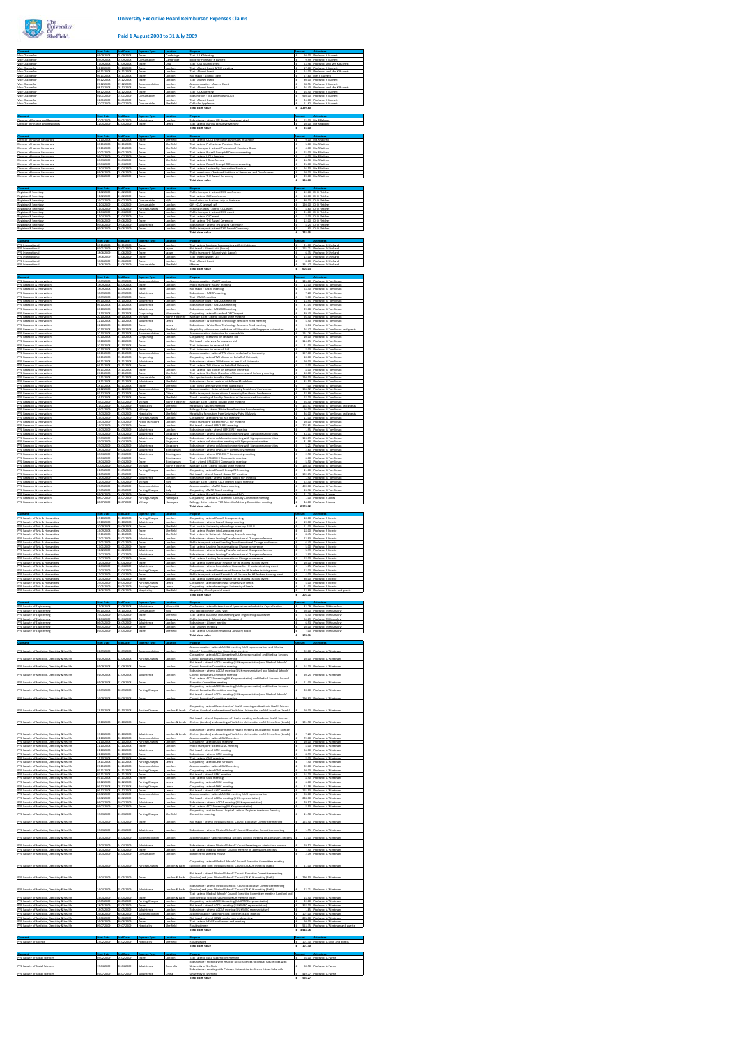# University Executive Board Reimbursed Expenses Claims

## Paid 1 August 2008 to 31 July 2009

| Claimant | Start Date | End Date | Expense Type | Location | Purpose | Amount | Attendees |
|---|---|---|---|---|---|---|---|